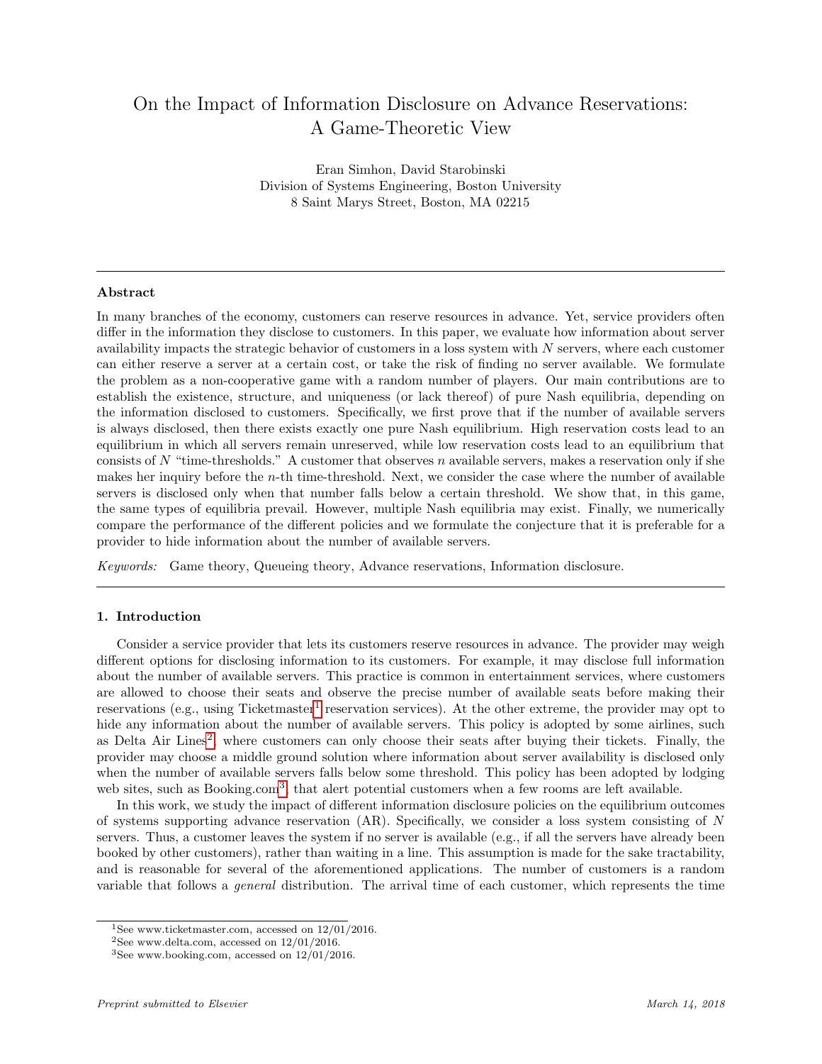# On the Impact of Information Disclosure on Advance Reservations: A Game-Theoretic View

Eran Simhon, David Starobinski
Division of Systems Engineering, Boston University
8 Saint Marys Street, Boston, MA 02215

---

### Abstract

In many branches of the economy, customers can reserve resources in advance. Yet, service providers often differ in the information they disclose to customers. In this paper, we evaluate how information about server availability impacts the strategic behavior of customers in a loss system with $N$ servers, where each customer can either reserve a server at a certain cost, or take the risk of finding no server available. We formulate the problem as a non-cooperative game with a random number of players. Our main contributions are to establish the existence, structure, and uniqueness (or lack thereof) of pure Nash equilibria, depending on the information disclosed to customers. Specifically, we first prove that if the number of available servers is always disclosed, then there exists exactly one pure Nash equilibrium. High reservation costs lead to an equilibrium in which all servers remain unreserved, while low reservation costs lead to an equilibrium that consists of $N$ "time-thresholds." A customer that observes $n$ available servers, makes a reservation only if she makes her inquiry before the $n$-th time-threshold. Next, we consider the case where the number of available servers is disclosed only when that number falls below a certain threshold. We show that, in this game, the same types of equilibria prevail. However, multiple Nash equilibria may exist. Finally, we numerically compare the performance of the different policies and we formulate the conjecture that it is preferable for a provider to hide information about the number of available servers.

*Keywords:* Game theory, Queueing theory, Advance reservations, Information disclosure.

---

## 1. Introduction

Consider a service provider that lets its customers reserve resources in advance. The provider may weigh different options for disclosing information to its customers. For example, it may disclose full information about the number of available servers. This practice is common in entertainment services, where customers are allowed to choose their seats and observe the precise number of available seats before making their reservations (e.g., using Ticketmaster[1] reservation services). At the other extreme, the provider may opt to hide any information about the number of available servers. This policy is adopted by some airlines, such as Delta Air Lines[2], where customers can only choose their seats after buying their tickets. Finally, the provider may choose a middle ground solution where information about server availability is disclosed only when the number of available servers falls below some threshold. This policy has been adopted by lodging web sites, such as Booking.com[3], that alert potential customers when a few rooms are left available.

In this work, we study the impact of different information disclosure policies on the equilibrium outcomes of systems supporting advance reservation (AR). Specifically, we consider a loss system consisting of $N$ servers. Thus, a customer leaves the system if no server is available (e.g., if all the servers have already been booked by other customers), rather than waiting in a line. This assumption is made for the sake tractability, and is reasonable for several of the aforementioned applications. The number of customers is a random variable that follows a *general* distribution. The arrival time of each customer, which represents the time

---

[1] See www.ticketmaster.com, accessed on 12/01/2016.
[2] See www.delta.com, accessed on 12/01/2016.
[3] See www.booking.com, accessed on 12/01/2016.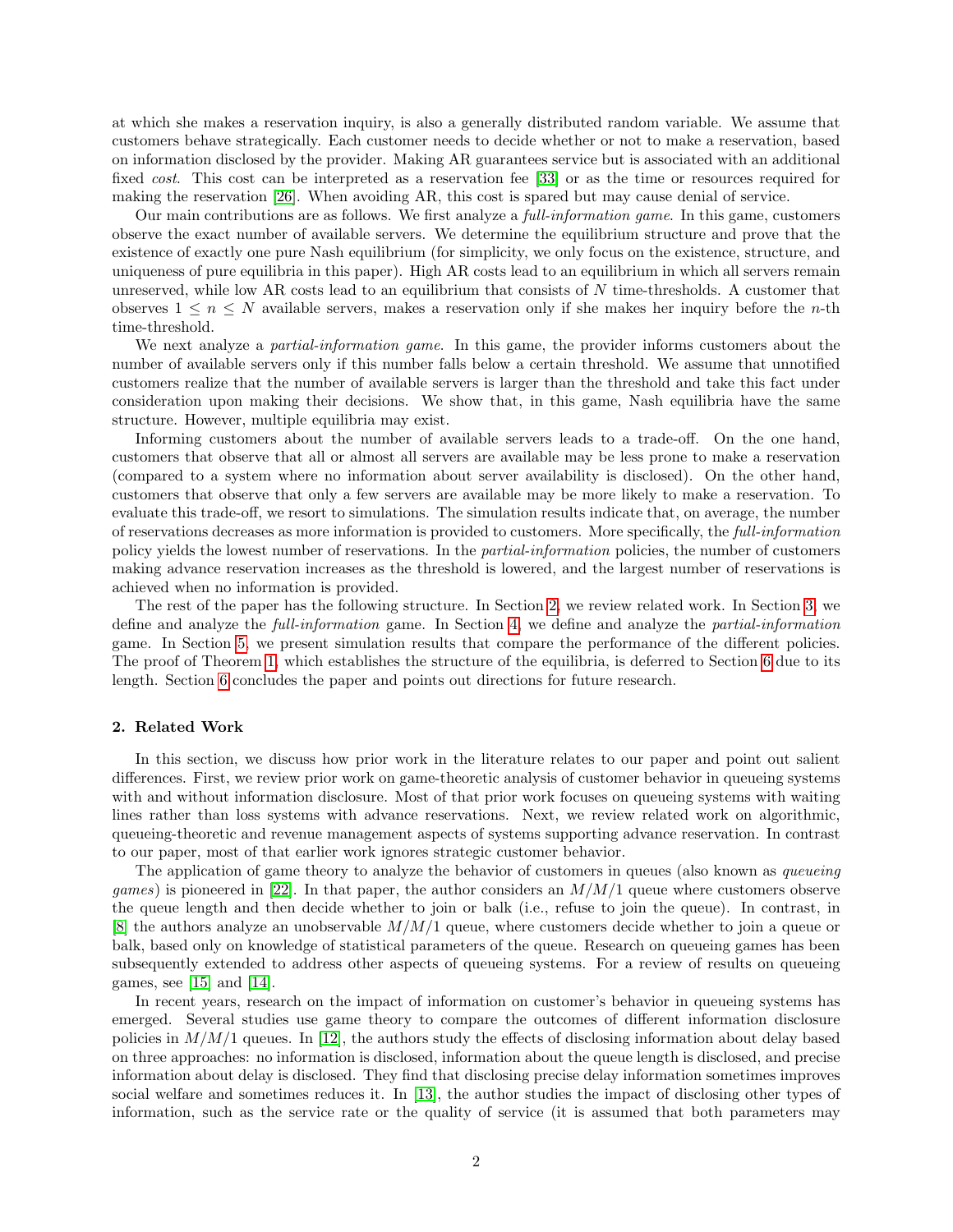at which she makes a reservation inquiry, is also a generally distributed random variable. We assume that customers behave strategically. Each customer needs to decide whether or not to make a reservation, based on information disclosed by the provider. Making AR guarantees service but is associated with an additional fixed *cost*. This cost can be interpreted as a reservation fee [33] or as the time or resources required for making the reservation [26]. When avoiding AR, this cost is spared but may cause denial of service.

Our main contributions are as follows. We first analyze a *full-information game*. In this game, customers observe the exact number of available servers. We determine the equilibrium structure and prove that the existence of exactly one pure Nash equilibrium (for simplicity, we only focus on the existence, structure, and uniqueness of pure equilibria in this paper). High AR costs lead to an equilibrium in which all servers remain unreserved, while low AR costs lead to an equilibrium that consists of $N$ time-thresholds. A customer that observes $1 \leq n \leq N$ available servers, makes a reservation only if she makes her inquiry before the $n$-th time-threshold.

We next analyze a *partial-information game*. In this game, the provider informs customers about the number of available servers only if this number falls below a certain threshold. We assume that unnotified customers realize that the number of available servers is larger than the threshold and take this fact under consideration upon making their decisions. We show that, in this game, Nash equilibria have the same structure. However, multiple equilibria may exist.

Informing customers about the number of available servers leads to a trade-off. On the one hand, customers that observe that all or almost all servers are available may be less prone to make a reservation (compared to a system where no information about server availability is disclosed). On the other hand, customers that observe that only a few servers are available may be more likely to make a reservation. To evaluate this trade-off, we resort to simulations. The simulation results indicate that, on average, the number of reservations decreases as more information is provided to customers. More specifically, the *full-information* policy yields the lowest number of reservations. In the *partial-information* policies, the number of customers making advance reservation increases as the threshold is lowered, and the largest number of reservations is achieved when no information is provided.

The rest of the paper has the following structure. In Section 2, we review related work. In Section 3, we define and analyze the *full-information* game. In Section 4, we define and analyze the *partial-information* game. In Section 5, we present simulation results that compare the performance of the different policies. The proof of Theorem 1, which establishes the structure of the equilibria, is deferred to Section 6 due to its length. Section 6 concludes the paper and points out directions for future research.

## 2. Related Work

In this section, we discuss how prior work in the literature relates to our paper and point out salient differences. First, we review prior work on game-theoretic analysis of customer behavior in queueing systems with and without information disclosure. Most of that prior work focuses on queueing systems with waiting lines rather than loss systems with advance reservations. Next, we review related work on algorithmic, queueing-theoretic and revenue management aspects of systems supporting advance reservation. In contrast to our paper, most of that earlier work ignores strategic customer behavior.

The application of game theory to analyze the behavior of customers in queues (also known as *queueing games*) is pioneered in [22]. In that paper, the author considers an $M/M/1$ queue where customers observe the queue length and then decide whether to join or balk (i.e., refuse to join the queue). In contrast, in [8] the authors analyze an unobservable $M/M/1$ queue, where customers decide whether to join a queue or balk, based only on knowledge of statistical parameters of the queue. Research on queueing games has been subsequently extended to address other aspects of queueing systems. For a review of results on queueing games, see [15] and [14].

In recent years, research on the impact of information on customer's behavior in queueing systems has emerged. Several studies use game theory to compare the outcomes of different information disclosure policies in $M/M/1$ queues. In [12], the authors study the effects of disclosing information about delay based on three approaches: no information is disclosed, information about the queue length is disclosed, and precise information about delay is disclosed. They find that disclosing precise delay information sometimes improves social welfare and sometimes reduces it. In [13], the author studies the impact of disclosing other types of information, such as the service rate or the quality of service (it is assumed that both parameters may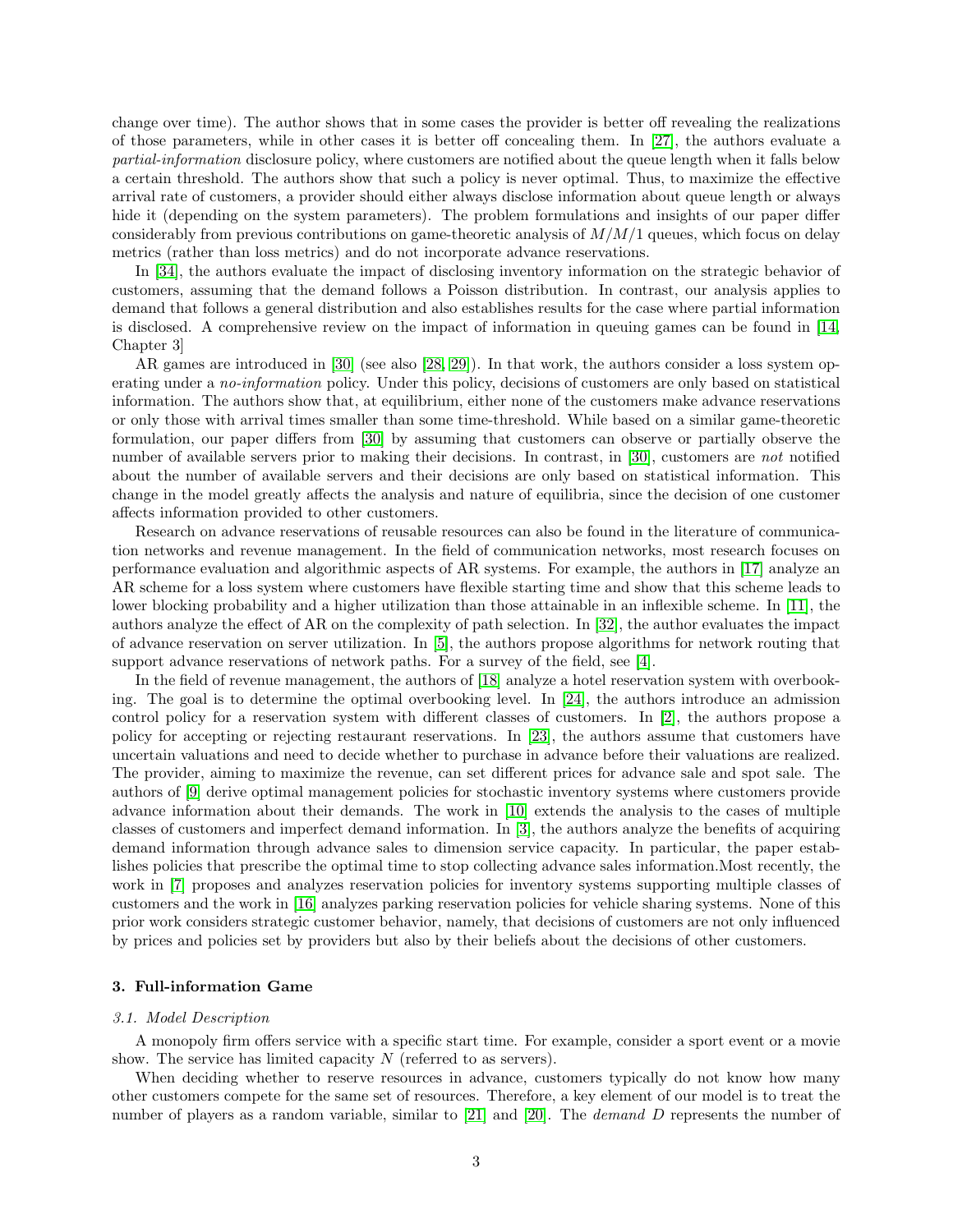change over time). The author shows that in some cases the provider is better off revealing the realizations of those parameters, while in other cases it is better off concealing them. In [27], the authors evaluate a *partial-information* disclosure policy, where customers are notified about the queue length when it falls below a certain threshold. The authors show that such a policy is never optimal. Thus, to maximize the effective arrival rate of customers, a provider should either always disclose information about queue length or always hide it (depending on the system parameters). The problem formulations and insights of our paper differ considerably from previous contributions on game-theoretic analysis of $M/M/1$ queues, which focus on delay metrics (rather than loss metrics) and do not incorporate advance reservations.

In [34], the authors evaluate the impact of disclosing inventory information on the strategic behavior of customers, assuming that the demand follows a Poisson distribution. In contrast, our analysis applies to demand that follows a general distribution and also establishes results for the case where partial information is disclosed. A comprehensive review on the impact of information in queuing games can be found in [14, Chapter 3]

AR games are introduced in [30] (see also [28, 29]). In that work, the authors consider a loss system operating under a *no-information* policy. Under this policy, decisions of customers are only based on statistical information. The authors show that, at equilibrium, either none of the customers make advance reservations or only those with arrival times smaller than some time-threshold. While based on a similar game-theoretic formulation, our paper differs from [30] by assuming that customers can observe or partially observe the number of available servers prior to making their decisions. In contrast, in [30], customers are *not* notified about the number of available servers and their decisions are only based on statistical information. This change in the model greatly affects the analysis and nature of equilibria, since the decision of one customer affects information provided to other customers.

Research on advance reservations of reusable resources can also be found in the literature of communication networks and revenue management. In the field of communication networks, most research focuses on performance evaluation and algorithmic aspects of AR systems. For example, the authors in [17] analyze an AR scheme for a loss system where customers have flexible starting time and show that this scheme leads to lower blocking probability and a higher utilization than those attainable in an inflexible scheme. In [11], the authors analyze the effect of AR on the complexity of path selection. In [32], the author evaluates the impact of advance reservation on server utilization. In [5], the authors propose algorithms for network routing that support advance reservations of network paths. For a survey of the field, see [4].

In the field of revenue management, the authors of [18] analyze a hotel reservation system with overbooking. The goal is to determine the optimal overbooking level. In [24], the authors introduce an admission control policy for a reservation system with different classes of customers. In [2], the authors propose a policy for accepting or rejecting restaurant reservations. In [23], the authors assume that customers have uncertain valuations and need to decide whether to purchase in advance before their valuations are realized. The provider, aiming to maximize the revenue, can set different prices for advance sale and spot sale. The authors of [9] derive optimal management policies for stochastic inventory systems where customers provide advance information about their demands. The work in [10] extends the analysis to the cases of multiple classes of customers and imperfect demand information. In [3], the authors analyze the benefits of acquiring demand information through advance sales to dimension service capacity. In particular, the paper establishes policies that prescribe the optimal time to stop collecting advance sales information.Most recently, the work in [7] proposes and analyzes reservation policies for inventory systems supporting multiple classes of customers and the work in [16] analyzes parking reservation policies for vehicle sharing systems. None of this prior work considers strategic customer behavior, namely, that decisions of customers are not only influenced by prices and policies set by providers but also by their beliefs about the decisions of other customers.

## 3. Full-information Game

### 3.1. Model Description

A monopoly firm offers service with a specific start time. For example, consider a sport event or a movie show. The service has limited capacity $N$ (referred to as servers).

When deciding whether to reserve resources in advance, customers typically do not know how many other customers compete for the same set of resources. Therefore, a key element of our model is to treat the number of players as a random variable, similar to [21] and [20]. The *demand* $D$ represents the number of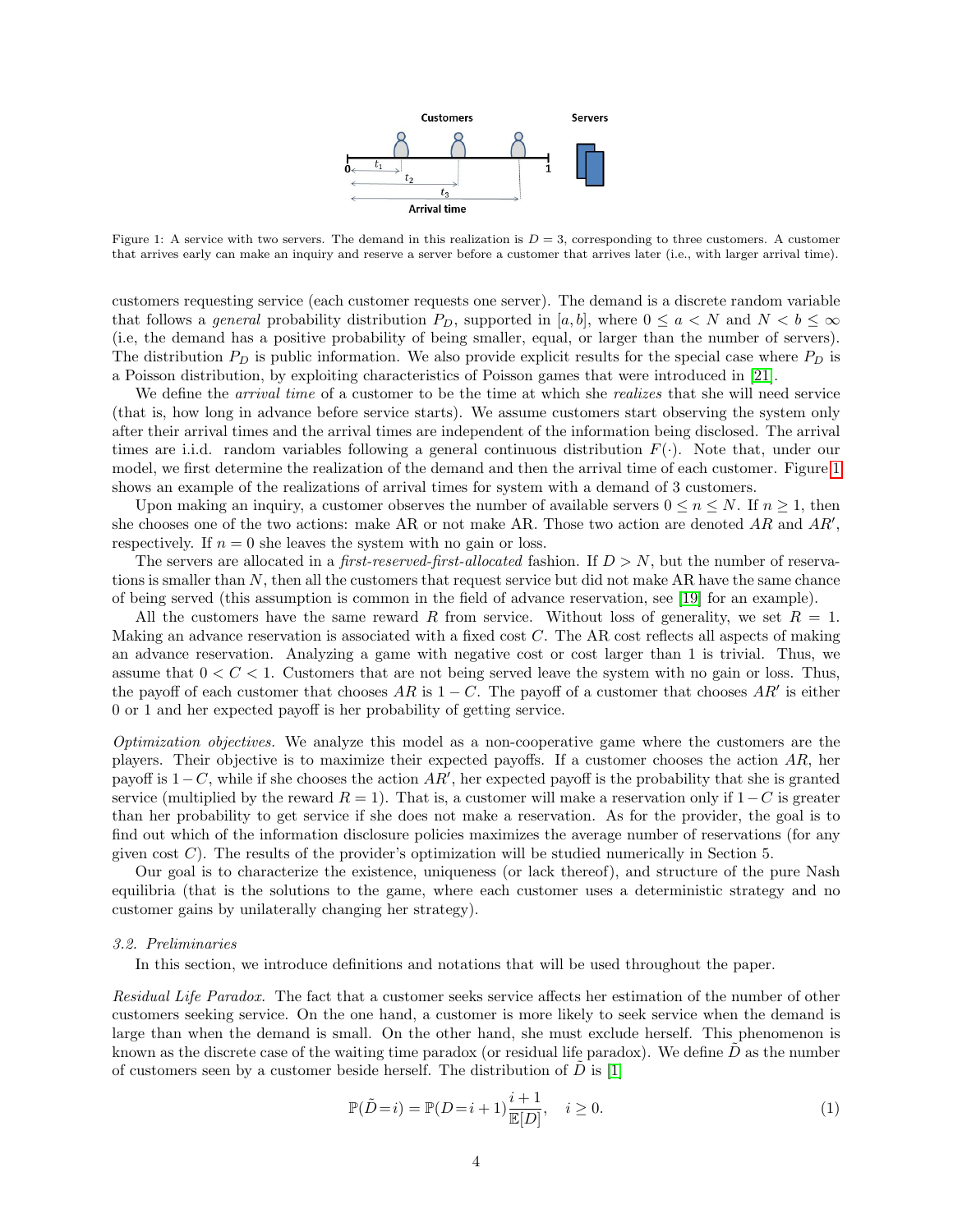Figure 1: A service with two servers. The demand in this realization is $D = 3$, corresponding to three customers. A customer that arrives early can make an inquiry and reserve a server before a customer that arrives later (i.e., with larger arrival time).

customers requesting service (each customer requests one server). The demand is a discrete random variable that follows a *general* probability distribution $P_D$, supported in $[a, b]$, where $0 \le a < N$ and $N < b \le \infty$ (i.e, the demand has a positive probability of being smaller, equal, or larger than the number of servers). The distribution $P_D$ is public information. We also provide explicit results for the special case where $P_D$ is a Poisson distribution, by exploiting characteristics of Poisson games that were introduced in [21].

We define the *arrival time* of a customer to be the time at which she *realizes* that she will need service (that is, how long in advance before service starts). We assume customers start observing the system only after their arrival times and the arrival times are independent of the information being disclosed. The arrival times are i.i.d. random variables following a general continuous distribution $F(\cdot)$. Note that, under our model, we first determine the realization of the demand and then the arrival time of each customer. Figure 1 shows an example of the realizations of arrival times for system with a demand of 3 customers.

Upon making an inquiry, a customer observes the number of available servers $0 \le n \le N$. If $n \ge 1$, then she chooses one of the two actions: make AR or not make AR. Those two action are denoted $AR$ and $AR'$, respectively. If $n = 0$ she leaves the system with no gain or loss.

The servers are allocated in a *first-reserved-first-allocated* fashion. If $D > N$, but the number of reservations is smaller than $N$, then all the customers that request service but did not make AR have the same chance of being served (this assumption is common in the field of advance reservation, see [19] for an example).

All the customers have the same reward $R$ from service. Without loss of generality, we set $R = 1$. Making an advance reservation is associated with a fixed cost $C$. The AR cost reflects all aspects of making an advance reservation. Analyzing a game with negative cost or cost larger than 1 is trivial. Thus, we assume that $0 < C < 1$. Customers that are not being served leave the system with no gain or loss. Thus, the payoff of each customer that chooses $AR$ is $1 - C$. The payoff of a customer that chooses $AR'$ is either 0 or 1 and her expected payoff is her probability of getting service.

*Optimization objectives.* We analyze this model as a non-cooperative game where the customers are the players. Their objective is to maximize their expected payoffs. If a customer chooses the action $AR$, her payoff is $1-C$, while if she chooses the action $AR'$, her expected payoff is the probability that she is granted service (multiplied by the reward $R = 1$). That is, a customer will make a reservation only if $1-C$ is greater than her probability to get service if she does not make a reservation. As for the provider, the goal is to find out which of the information disclosure policies maximizes the average number of reservations (for any given cost $C$). The results of the provider's optimization will be studied numerically in Section 5.

Our goal is to characterize the existence, uniqueness (or lack thereof), and structure of the pure Nash equilibria (that is the solutions to the game, where each customer uses a deterministic strategy and no customer gains by unilaterally changing her strategy).

### 3.2. Preliminaries

In this section, we introduce definitions and notations that will be used throughout the paper.

*Residual Life Paradox.* The fact that a customer seeks service affects her estimation of the number of other customers seeking service. On the one hand, a customer is more likely to seek service when the demand is large than when the demand is small. On the other hand, she must exclude herself. This phenomenon is known as the discrete case of the waiting time paradox (or residual life paradox). We define $\tilde{D}$ as the number of customers seen by a customer beside herself. The distribution of $\tilde{D}$ is [1]

$$\mathbb{P}(\tilde{D}=i) = \mathbb{P}(D=i+1)\frac{i+1}{\mathbb{E}[D]}, \quad i \ge 0. \tag{1}$$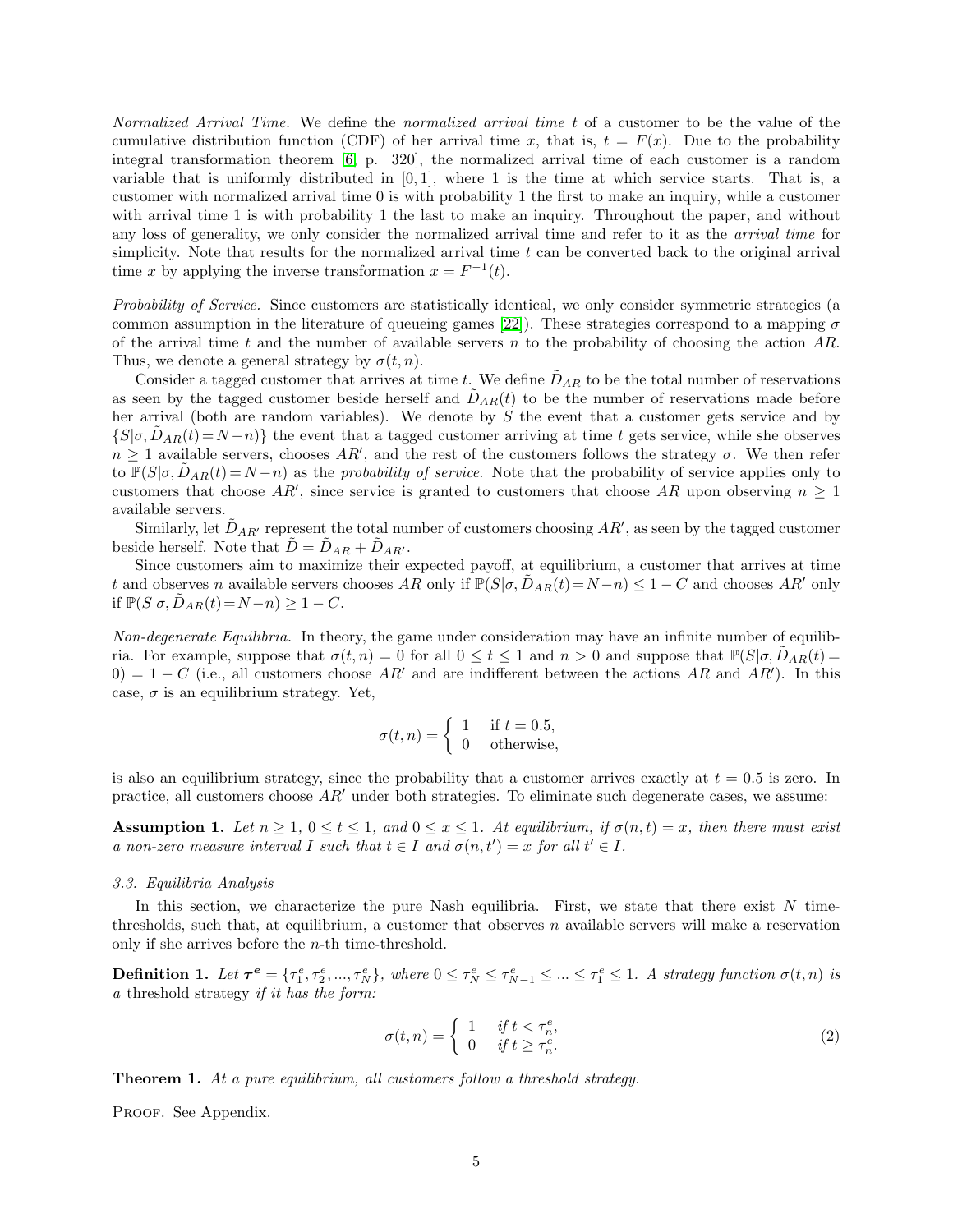*Normalized Arrival Time.* We define the *normalized arrival time* $t$ of a customer to be the value of the cumulative distribution function (CDF) of her arrival time $x$, that is, $t = F(x)$. Due to the probability integral transformation theorem [6, p. 320], the normalized arrival time of each customer is a random variable that is uniformly distributed in $[0, 1]$, where 1 is the time at which service starts. That is, a customer with normalized arrival time 0 is with probability 1 the first to make an inquiry, while a customer with arrival time 1 is with probability 1 the last to make an inquiry. Throughout the paper, and without any loss of generality, we only consider the normalized arrival time and refer to it as the *arrival time* for simplicity. Note that results for the normalized arrival time $t$ can be converted back to the original arrival time $x$ by applying the inverse transformation $x = F^{-1}(t)$.

*Probability of Service.* Since customers are statistically identical, we only consider symmetric strategies (a common assumption in the literature of queueing games [22]). These strategies correspond to a mapping $\sigma$ of the arrival time $t$ and the number of available servers $n$ to the probability of choosing the action $AR$. Thus, we denote a general strategy by $\sigma(t, n)$.

Consider a tagged customer that arrives at time $t$. We define $\tilde{D}_{AR}$ to be the total number of reservations as seen by the tagged customer beside herself and $\tilde{D}_{AR}(t)$ to be the number of reservations made before her arrival (both are random variables). We denote by $S$ the event that a customer gets service and by $\{S|\sigma, \tilde{D}_{AR}(t) = N-n)\}$ the event that a tagged customer arriving at time $t$ gets service, while she observes $n \geq 1$ available servers, chooses $AR'$, and the rest of the customers follows the strategy $\sigma$. We then refer to $\mathbb{P}(S|\sigma, \tilde{D}_{AR}(t) = N-n)$ as the *probability of service*. Note that the probability of service applies only to customers that choose $AR'$, since service is granted to customers that choose $AR$ upon observing $n \geq 1$ available servers.

Similarly, let $\tilde{D}_{AR'}$ represent the total number of customers choosing $AR'$, as seen by the tagged customer beside herself. Note that $\tilde{D} = \tilde{D}_{AR} + \tilde{D}_{AR'}$.

Since customers aim to maximize their expected payoff, at equilibrium, a customer that arrives at time $t$ and observes $n$ available servers chooses $AR$ only if $\mathbb{P}(S|\sigma, \tilde{D}_{AR}(t) = N-n) \leq 1 - C$ and chooses $AR'$ only if $\mathbb{P}(S|\sigma, \tilde{D}_{AR}(t) = N-n) \geq 1 - C$.

*Non-degenerate Equilibria.* In theory, the game under consideration may have an infinite number of equilibria. For example, suppose that $\sigma(t, n) = 0$ for all $0 \leq t \leq 1$ and $n > 0$ and suppose that $\mathbb{P}(S|\sigma, \tilde{D}_{AR}(t) = 0) = 1 - C$ (i.e., all customers choose $AR'$ and are indifferent between the actions $AR$ and $AR'$). In this case, $\sigma$ is an equilibrium strategy. Yet,

$$\sigma(t, n) = \begin{cases} 1 & \text{if } t = 0.5, \\ 0 & \text{otherwise,} \end{cases}$$

is also an equilibrium strategy, since the probability that a customer arrives exactly at $t = 0.5$ is zero. In practice, all customers choose $AR'$ under both strategies. To eliminate such degenerate cases, we assume:

**Assumption 1.** *Let $n \geq 1$, $0 \leq t \leq 1$, and $0 \leq x \leq 1$. At equilibrium, if $\sigma(n, t) = x$, then there must exist a non-zero measure interval $I$ such that $t \in I$ and $\sigma(n, t') = x$ for all $t' \in I$.*

### 3.3. Equilibria Analysis

In this section, we characterize the pure Nash equilibria. First, we state that there exist $N$ time-thresholds, such that, at equilibrium, a customer that observes $n$ available servers will make a reservation only if she arrives before the $n$-th time-threshold.

**Definition 1.** *Let $\boldsymbol{\tau^e} = \{\tau^e_1, \tau^e_2, ..., \tau^e_N\}$, where $0 \leq \tau^e_N \leq \tau^e_{N-1} \leq ... \leq \tau^e_1 \leq 1$. A strategy function $\sigma(t, n)$ is a* threshold strategy *if it has the form:*

$$\sigma(t, n) = \begin{cases} 1 & \text{if } t < \tau^e_n, \\ 0 & \text{if } t \geq \tau^e_n. \end{cases} \tag{2}$$

**Theorem 1.** *At a pure equilibrium, all customers follow a threshold strategy.*

Proof. See Appendix.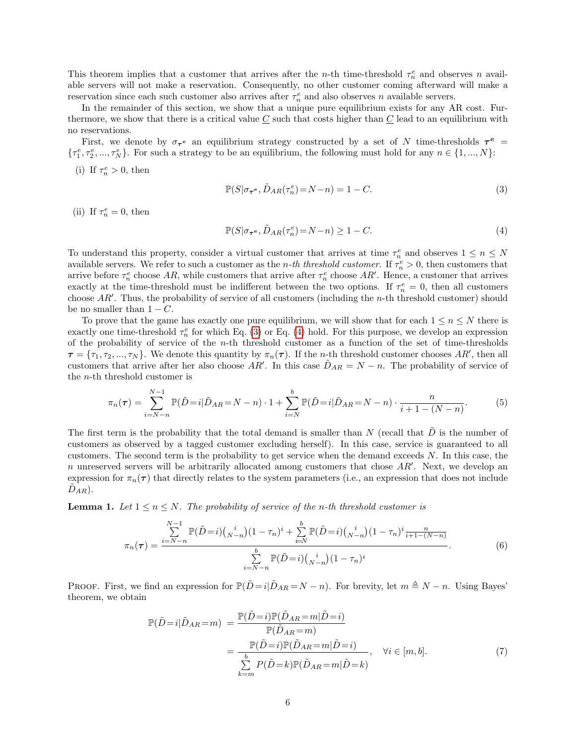This theorem implies that a customer that arrives after the $n$-th time-threshold $\tau_n^e$ and observes $n$ available servers will not make a reservation. Consequently, no other customer coming afterward will make a reservation since each such customer also arrives after $\tau_n^e$ and also observes $n$ available servers.

In the remainder of this section, we show that a unique pure equilibrium exists for any AR cost. Furthermore, we show that there is a critical value $\underline{C}$ such that costs higher than $\underline{C}$ lead to an equilibrium with no reservations.

First, we denote by $\sigma_{\boldsymbol{\tau^e}}$ an equilibrium strategy constructed by a set of $N$ time-thresholds $\boldsymbol{\tau^e} = \{\tau_1^e, \tau_2^e, ..., \tau_N^e\}$. For such a strategy to be an equilibrium, the following must hold for any $n \in \{1, ..., N\}$:

(i) If $\tau_n^e > 0$, then

$$\mathbb{P}(S|\sigma_{\boldsymbol{\tau^e}}, \tilde{D}_{AR}(\tau_n^e) = N-n) = 1 - C. \tag{3}$$

(ii) If $\tau_n^e = 0$, then

$$\mathbb{P}(S|\sigma_{\boldsymbol{\tau^e}}, \tilde{D}_{AR}(\tau_n^e) = N-n) \geq 1 - C. \tag{4}$$

To understand this property, consider a virtual customer that arrives at time $\tau_n^e$ and observes $1 \leq n \leq N$ available servers. We refer to such a customer as the *n-th threshold customer*. If $\tau_n^e > 0$, then customers that arrive before $\tau_n^e$ choose $AR$, while customers that arrive after $\tau_n^e$ choose $AR'$. Hence, a customer that arrives exactly at the time-threshold must be indifferent between the two options. If $\tau_n^e = 0$, then all customers choose $AR'$. Thus, the probability of service of all customers (including the $n$-th threshold customer) should be no smaller than $1 - C$.

To prove that the game has exactly one pure equilibrium, we will show that for each $1 \leq n \leq N$ there is exactly one time-threshold $\tau_n^e$ for which Eq. (3) or Eq. (4) hold. For this purpose, we develop an expression of the probability of service of the $n$-th threshold customer as a function of the set of time-thresholds $\boldsymbol{\tau} = \{\tau_1, \tau_2, ..., \tau_N\}$. We denote this quantity by $\pi_n(\boldsymbol{\tau})$. If the $n$-th threshold customer chooses $AR'$, then all customers that arrive after her also choose $AR'$. In this case $\tilde{D}_{AR} = N - n$. The probability of service of the $n$-th threshold customer is

$$\pi_n(\boldsymbol{\tau}) = \sum_{i=N-n}^{N-1} \mathbb{P}(\tilde{D}=i|\tilde{D}_{AR}=N-n) \cdot 1 + \sum_{i=N}^{b} \mathbb{P}(\tilde{D}=i|\tilde{D}_{AR}=N-n) \cdot \frac{n}{i+1-(N-n)}. \tag{5}$$

The first term is the probability that the total demand is smaller than $N$ (recall that $\tilde{D}$ is the number of customers as observed by a tagged customer excluding herself). In this case, service is guaranteed to all customers. The second term is the probability to get service when the demand exceeds $N$. In this case, the $n$ unreserved servers will be arbitrarily allocated among customers that chose $AR'$. Next, we develop an expression for $\pi_n(\boldsymbol{\tau})$ that directly relates to the system parameters (i.e., an expression that does not include $\tilde{D}_{AR}$).

**Lemma 1.** *Let $1 \leq n \leq N$. The probability of service of the $n$-th threshold customer is*

$$\pi_n(\boldsymbol{\tau}) = \frac{\sum\limits_{i=N-n}^{N-1} \mathbb{P}(\tilde{D}=i)\binom{i}{N-n}(1-\tau_n)^i + \sum\limits_{i=N}^{b} \mathbb{P}(\tilde{D}=i)\binom{i}{N-n}(1-\tau_n)^i \frac{n}{i+1-(N-n)}}{\sum\limits_{i=N-n}^{b} \mathbb{P}(\tilde{D}=i)\binom{i}{N-n}(1-\tau_n)^i}. \tag{6}$$

Proof. First, we find an expression for $\mathbb{P}(\tilde{D}=i|\tilde{D}_{AR}=N-n)$. For brevity, let $m \triangleq N - n$. Using Bayes' theorem, we obtain

$$\begin{aligned}
\mathbb{P}(\tilde{D}=i|\tilde{D}_{AR}=m) &= \frac{\mathbb{P}(\tilde{D}=i)\mathbb{P}(\tilde{D}_{AR}=m|\tilde{D}=i)}{\mathbb{P}(\tilde{D}_{AR}=m)} \\
&= \frac{\mathbb{P}(\tilde{D}=i)\mathbb{P}(\tilde{D}_{AR}=m|\tilde{D}=i)}{\sum\limits_{k=m}^{b} P(\tilde{D}=k)\mathbb{P}(\tilde{D}_{AR}=m|\tilde{D}=k)}, \quad \forall i \in [m, b].
\end{aligned} \tag{7}$$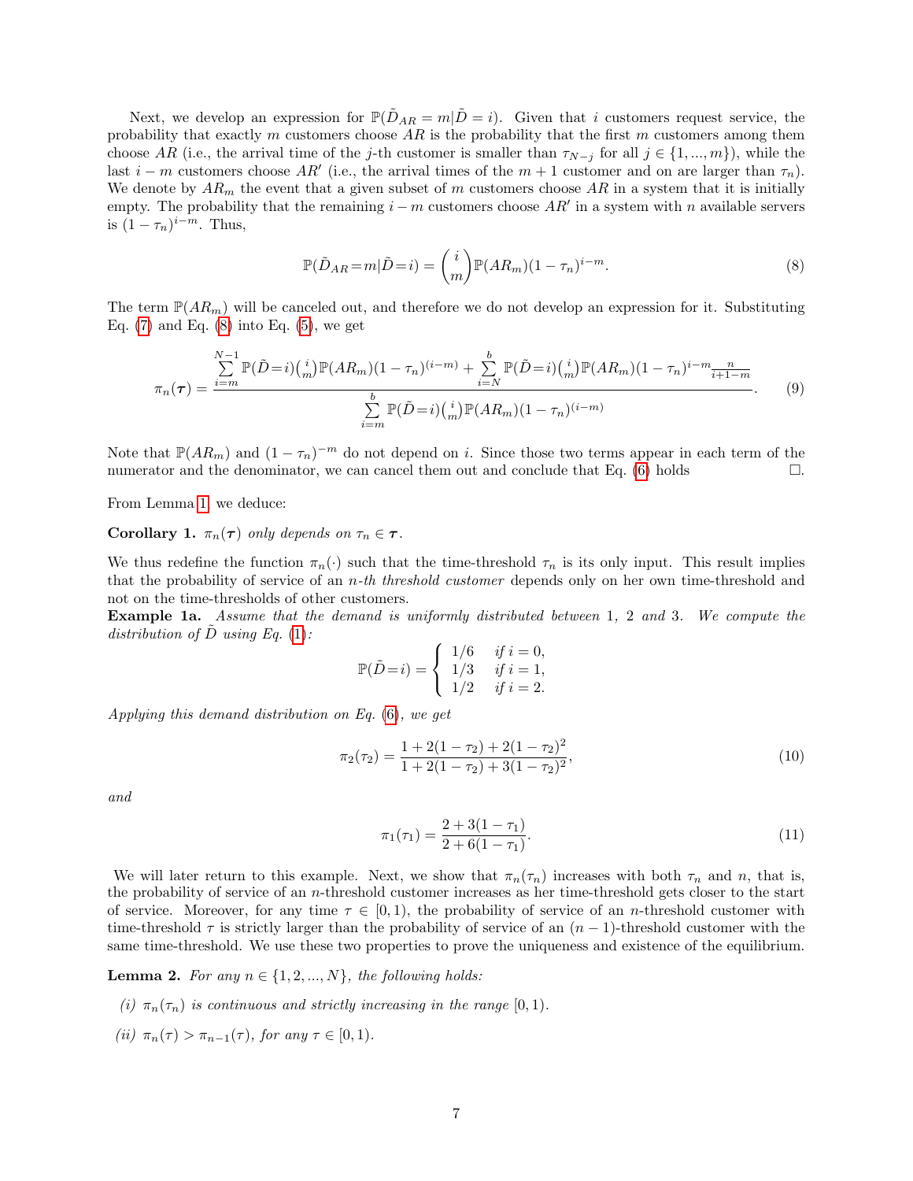Next, we develop an expression for $\mathbb{P}(\tilde{D}_{AR} = m|\tilde{D} = i)$. Given that $i$ customers request service, the probability that exactly $m$ customers choose $AR$ is the probability that the first $m$ customers among them choose $AR$ (i.e., the arrival time of the $j$-th customer is smaller than $\tau_{N-j}$ for all $j \in \{1, ..., m\}$), while the last $i - m$ customers choose $AR'$ (i.e., the arrival times of the $m + 1$ customer and on are larger than $\tau_n$). We denote by $AR_m$ the event that a given subset of $m$ customers choose $AR$ in a system that it is initially empty. The probability that the remaining $i - m$ customers choose $AR'$ in a system with $n$ available servers is $(1 - \tau_n)^{i-m}$. Thus,

$$\mathbb{P}(\tilde{D}_{AR}{=}m|\tilde{D}{=}i) = \binom{i}{m}\mathbb{P}(AR_m)(1 - \tau_n)^{i-m}. \tag{8}$$

The term $\mathbb{P}(AR_m)$ will be canceled out, and therefore we do not develop an expression for it. Substituting Eq. (7) and Eq. (8) into Eq. (5), we get

$$\pi_n(\boldsymbol{\tau}) = \frac{\sum_{i=m}^{N-1} \mathbb{P}(\tilde{D}{=}i)\binom{i}{m}\mathbb{P}(AR_m)(1 - \tau_n)^{(i-m)} + \sum_{i=N}^{b} \mathbb{P}(\tilde{D}{=}i)\binom{i}{m}\mathbb{P}(AR_m)(1 - \tau_n)^{i-m}\frac{n}{i+1-m}}{\sum_{i=m}^{b} \mathbb{P}(\tilde{D}{=}i)\binom{i}{m}\mathbb{P}(AR_m)(1 - \tau_n)^{(i-m)}}. \tag{9}$$

Note that $\mathbb{P}(AR_m)$ and $(1 - \tau_n)^{-m}$ do not depend on $i$. Since those two terms appear in each term of the numerator and the denominator, we can cancel them out and conclude that Eq. (6) holds $\square$.

From Lemma 1 we deduce:

**Corollary 1.** *$\pi_n(\boldsymbol{\tau})$ only depends on $\tau_n \in \boldsymbol{\tau}$.*

We thus redefine the function $\pi_n(\cdot)$ such that the time-threshold $\tau_n$ is its only input. This result implies that the probability of service of an *n-th threshold customer* depends only on her own time-threshold and not on the time-thresholds of other customers.

**Example 1a.** *Assume that the demand is uniformly distributed between 1, 2 and 3. We compute the distribution of $\tilde{D}$ using Eq. (1):*

$$\mathbb{P}(\tilde{D}{=}i) = \begin{cases} 1/6 & \text{if } i = 0, \\ 1/3 & \text{if } i = 1, \\ 1/2 & \text{if } i = 2. \end{cases}$$

*Applying this demand distribution on Eq. (6), we get*

$$\pi_2(\tau_2) = \frac{1 + 2(1 - \tau_2) + 2(1 - \tau_2)^2}{1 + 2(1 - \tau_2) + 3(1 - \tau_2)^2}, \tag{10}$$

*and*

$$\pi_1(\tau_1) = \frac{2 + 3(1 - \tau_1)}{2 + 6(1 - \tau_1)}. \tag{11}$$

We will later return to this example. Next, we show that $\pi_n(\tau_n)$ increases with both $\tau_n$ and $n$, that is, the probability of service of an $n$-threshold customer increases as her time-threshold gets closer to the start of service. Moreover, for any time $\tau \in [0, 1)$, the probability of service of an $n$-threshold customer with time-threshold $\tau$ is strictly larger than the probability of service of an $(n-1)$-threshold customer with the same time-threshold. We use these two properties to prove the uniqueness and existence of the equilibrium.

**Lemma 2.** *For any $n \in \{1, 2, ..., N\}$, the following holds:*

*(i) $\pi_n(\tau_n)$ is continuous and strictly increasing in the range $[0, 1)$.*

*(ii) $\pi_n(\tau) > \pi_{n-1}(\tau)$, for any $\tau \in [0, 1)$.*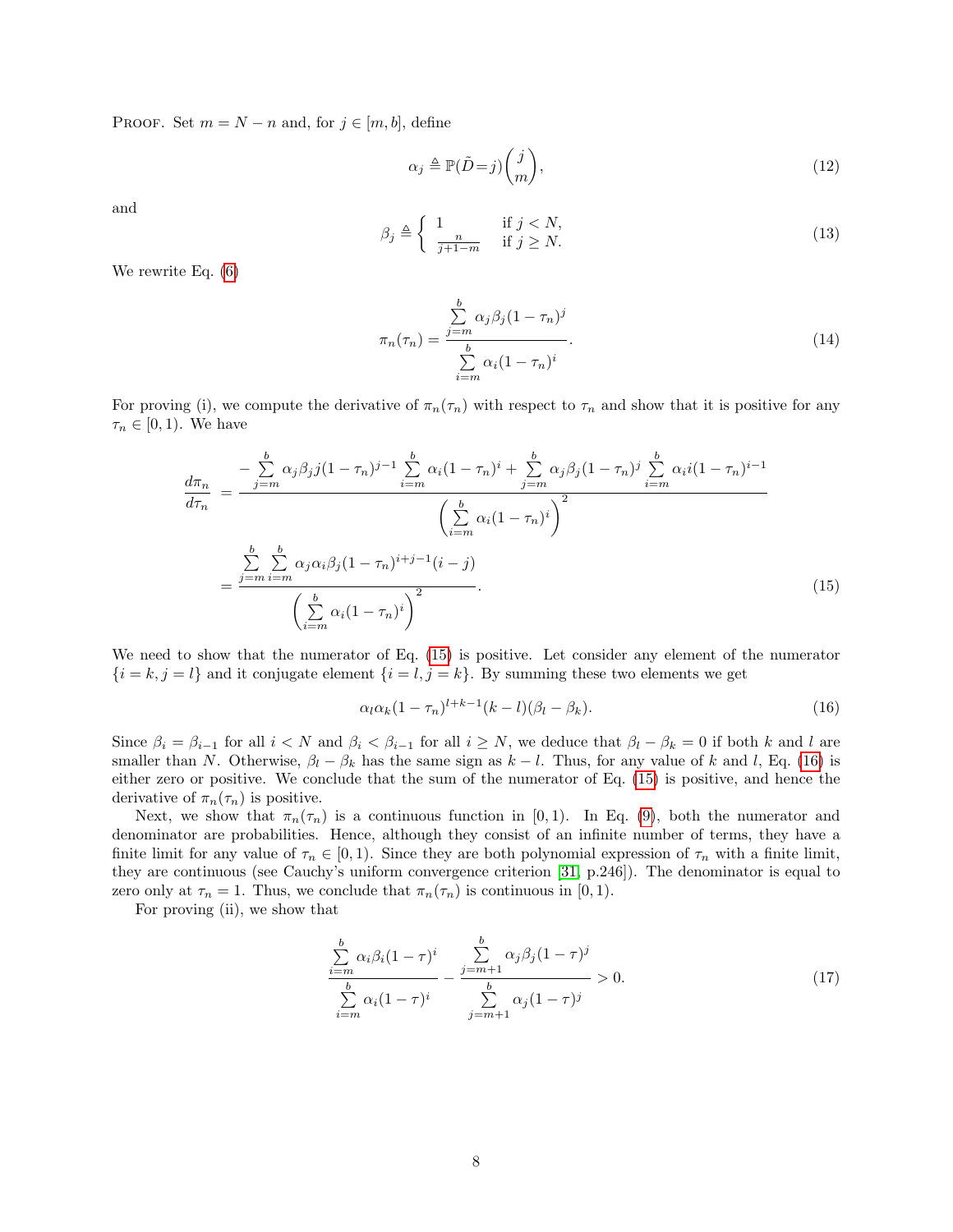Proof. Set $m = N - n$ and, for $j \in [m, b]$, define

$$\alpha_j \triangleq \mathbb{P}(\tilde{D}=j)\binom{j}{m}, \tag{12}$$

and

$$\beta_j \triangleq \begin{cases} 1 & \text{if } j < N, \\ \frac{n}{j+1-m} & \text{if } j \geq N. \end{cases} \tag{13}$$

We rewrite Eq. (6)

$$\pi_n(\tau_n) = \frac{\sum_{j=m}^{b} \alpha_j \beta_j (1-\tau_n)^j}{\sum_{i=m}^{b} \alpha_i (1-\tau_n)^i}. \tag{14}$$

For proving (i), we compute the derivative of $\pi_n(\tau_n)$ with respect to $\tau_n$ and show that it is positive for any $\tau_n \in [0, 1)$. We have

$$\begin{aligned} \frac{d\pi_n}{d\tau_n} &= \frac{-\sum_{j=m}^{b} \alpha_j \beta_j j (1-\tau_n)^{j-1} \sum_{i=m}^{b} \alpha_i (1-\tau_n)^i + \sum_{j=m}^{b} \alpha_j \beta_j (1-\tau_n)^j \sum_{i=m}^{b} \alpha_i i (1-\tau_n)^{i-1}}{\left(\sum_{i=m}^{b} \alpha_i (1-\tau_n)^i\right)^2} \\ &= \frac{\sum_{j=m}^{b}\sum_{i=m}^{b} \alpha_j \alpha_i \beta_j (1-\tau_n)^{i+j-1}(i-j)}{\left(\sum_{i=m}^{b} \alpha_i (1-\tau_n)^i\right)^2}. \end{aligned} \tag{15}$$

We need to show that the numerator of Eq. (15) is positive. Let consider any element of the numerator $\{i = k, j = l\}$ and it conjugate element $\{i = l, j = k\}$. By summing these two elements we get

$$\alpha_l \alpha_k (1-\tau_n)^{l+k-1}(k-l)(\beta_l - \beta_k). \tag{16}$$

Since $\beta_i = \beta_{i-1}$ for all $i < N$ and $\beta_i < \beta_{i-1}$ for all $i \geq N$, we deduce that $\beta_l - \beta_k = 0$ if both $k$ and $l$ are smaller than $N$. Otherwise, $\beta_l - \beta_k$ has the same sign as $k - l$. Thus, for any value of $k$ and $l$, Eq. (16) is either zero or positive. We conclude that the sum of the numerator of Eq. (15) is positive, and hence the derivative of $\pi_n(\tau_n)$ is positive.

Next, we show that $\pi_n(\tau_n)$ is a continuous function in $[0, 1)$. In Eq. (9), both the numerator and denominator are probabilities. Hence, although they consist of an infinite number of terms, they have a finite limit for any value of $\tau_n \in [0, 1)$. Since they are both polynomial expression of $\tau_n$ with a finite limit, they are continuous (see Cauchy's uniform convergence criterion [31, p.246]). The denominator is equal to zero only at $\tau_n = 1$. Thus, we conclude that $\pi_n(\tau_n)$ is continuous in $[0, 1)$.

For proving (ii), we show that

$$\frac{\sum_{i=m}^{b} \alpha_i \beta_i (1-\tau)^i}{\sum_{i=m}^{b} \alpha_i (1-\tau)^i} - \frac{\sum_{j=m+1}^{b} \alpha_j \beta_j (1-\tau)^j}{\sum_{j=m+1}^{b} \alpha_j (1-\tau)^j} > 0. \tag{17}$$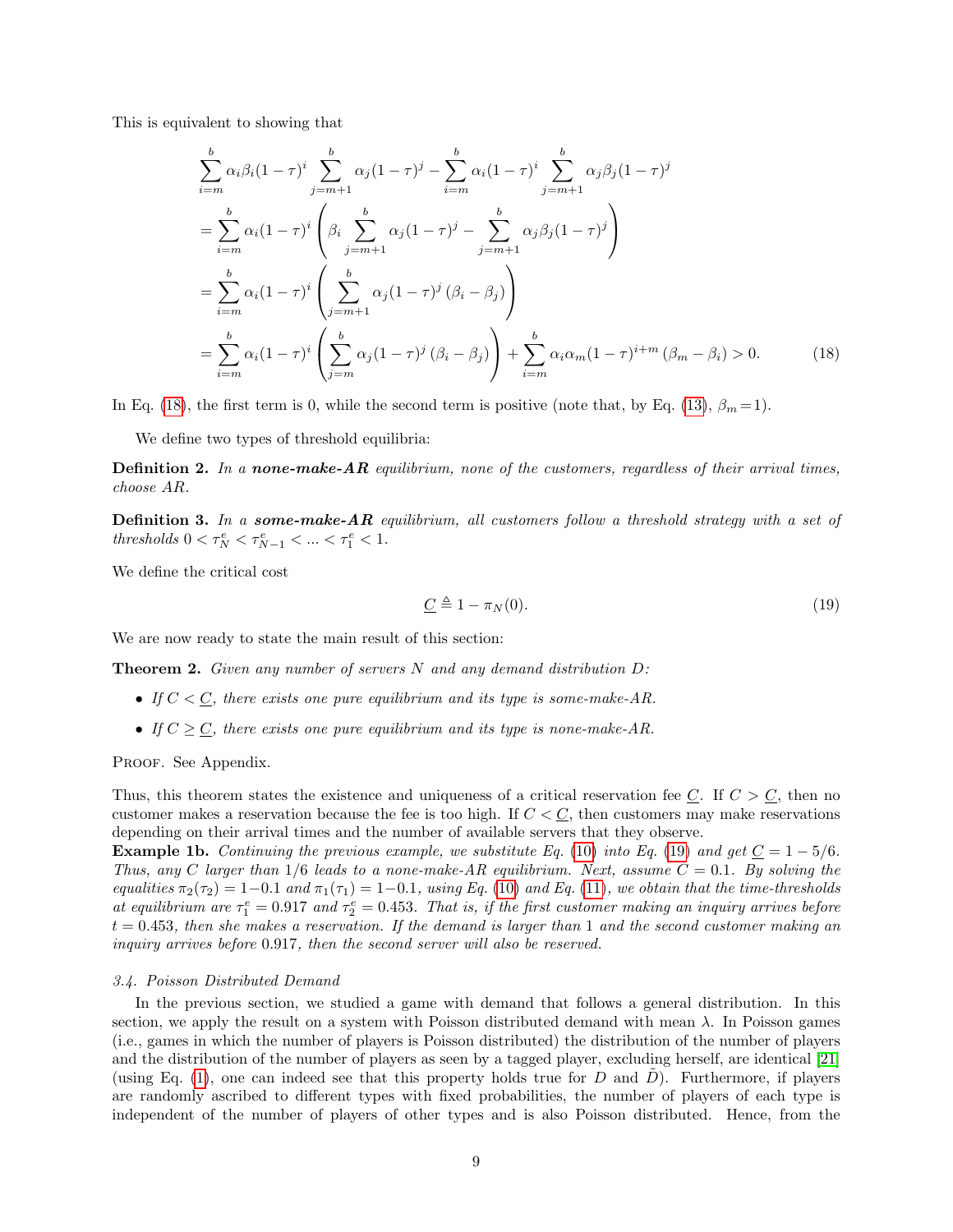This is equivalent to showing that

$$
\begin{aligned}
&\sum_{i=m}^{b} \alpha_i \beta_i (1-\tau)^i \sum_{j=m+1}^{b} \alpha_j (1-\tau)^j - \sum_{i=m}^{b} \alpha_i (1-\tau)^i \sum_{j=m+1}^{b} \alpha_j \beta_j (1-\tau)^j \\
&= \sum_{i=m}^{b} \alpha_i (1-\tau)^i \left( \beta_i \sum_{j=m+1}^{b} \alpha_j (1-\tau)^j - \sum_{j=m+1}^{b} \alpha_j \beta_j (1-\tau)^j \right) \\
&= \sum_{i=m}^{b} \alpha_i (1-\tau)^i \left( \sum_{j=m+1}^{b} \alpha_j (1-\tau)^j \left(\beta_i - \beta_j\right) \right) \\
&= \sum_{i=m}^{b} \alpha_i (1-\tau)^i \left( \sum_{j=m}^{b} \alpha_j (1-\tau)^j \left(\beta_i - \beta_j\right) \right) + \sum_{i=m}^{b} \alpha_i \alpha_m (1-\tau)^{i+m} \left(\beta_m - \beta_i\right) > 0.
\end{aligned}
\tag{18}
$$

In Eq. (18), the first term is 0, while the second term is positive (note that, by Eq. (13), $\beta_m = 1$).

We define two types of threshold equilibria:

**Definition 2.** *In a* ***none-make-AR*** *equilibrium, none of the customers, regardless of their arrival times, choose AR.*

**Definition 3.** *In a* ***some-make-AR*** *equilibrium, all customers follow a threshold strategy with a set of thresholds $0 < \tau_N^e < \tau_{N-1}^e < ... < \tau_1^e < 1$.*

We define the critical cost

$$
\underline{C} \triangleq 1 - \pi_N(0). \tag{19}
$$

We are now ready to state the main result of this section:

**Theorem 2.** *Given any number of servers $N$ and any demand distribution $D$:*

- *If $C < \underline{C}$, there exists one pure equilibrium and its type is some-make-AR.*
- *If $C \geq \underline{C}$, there exists one pure equilibrium and its type is none-make-AR.*

Proof. See Appendix.

Thus, this theorem states the existence and uniqueness of a critical reservation fee $\underline{C}$. If $C > \underline{C}$, then no customer makes a reservation because the fee is too high. If $C < \underline{C}$, then customers may make reservations depending on their arrival times and the number of available servers that they observe.

**Example 1b.** *Continuing the previous example, we substitute Eq. (10) into Eq. (19) and get $\underline{C} = 1 - 5/6$. Thus, any $C$ larger than $1/6$ leads to a none-make-AR equilibrium. Next, assume $C = 0.1$. By solving the equalities $\pi_2(\tau_2) = 1-0.1$ and $\pi_1(\tau_1) = 1-0.1$, using Eq. (10) and Eq. (11), we obtain that the time-thresholds at equilibrium are $\tau_1^e = 0.917$ and $\tau_2^e = 0.453$. That is, if the first customer making an inquiry arrives before $t = 0.453$, then she makes a reservation. If the demand is larger than 1 and the second customer making an inquiry arrives before 0.917, then the second server will also be reserved.*

### 3.4. Poisson Distributed Demand

In the previous section, we studied a game with demand that follows a general distribution. In this section, we apply the result on a system with Poisson distributed demand with mean $\lambda$. In Poisson games (i.e., games in which the number of players is Poisson distributed) the distribution of the number of players and the distribution of the number of players as seen by a tagged player, excluding herself, are identical [21] (using Eq. (1), one can indeed see that this property holds true for $D$ and $\tilde{D}$). Furthermore, if players are randomly ascribed to different types with fixed probabilities, the number of players of each type is independent of the number of players of other types and is also Poisson distributed. Hence, from the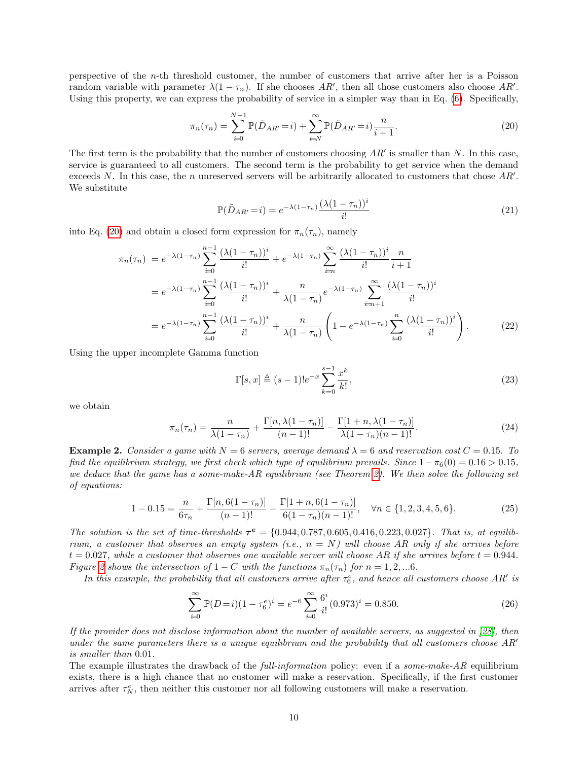perspective of the $n$-th threshold customer, the number of customers that arrive after her is a Poisson random variable with parameter $\lambda(1-\tau_n)$. If she chooses $AR'$, then all those customers also choose $AR'$. Using this property, we can express the probability of service in a simpler way than in Eq. (6). Specifically,

$$\pi_n(\tau_n) = \sum_{i=0}^{N-1} \mathbb{P}(\tilde{D}_{AR'}=i) + \sum_{i=N}^{\infty} \mathbb{P}(\tilde{D}_{AR'}=i)\frac{n}{i+1}. \tag{20}$$

The first term is the probability that the number of customers choosing $AR'$ is smaller than $N$. In this case, service is guaranteed to all customers. The second term is the probability to get service when the demand exceeds $N$. In this case, the $n$ unreserved servers will be arbitrarily allocated to customers that chose $AR'$. We substitute

$$\mathbb{P}(\tilde{D}_{AR'}=i) = e^{-\lambda(1-\tau_n)}\frac{(\lambda(1-\tau_n))^i}{i!} \tag{21}$$

into Eq. (20) and obtain a closed form expression for $\pi_n(\tau_n)$, namely

$$\begin{aligned}
\pi_n(\tau_n) &= e^{-\lambda(1-\tau_n)}\sum_{i=0}^{n-1}\frac{(\lambda(1-\tau_n))^i}{i!} + e^{-\lambda(1-\tau_n)}\sum_{i=n}^{\infty}\frac{(\lambda(1-\tau_n))^i}{i!}\frac{n}{i+1} \\
&= e^{-\lambda(1-\tau_n)}\sum_{i=0}^{n-1}\frac{(\lambda(1-\tau_n))^i}{i!} + \frac{n}{\lambda(1-\tau_n)}e^{-\lambda(1-\tau_n)}\sum_{i=n+1}^{\infty}\frac{(\lambda(1-\tau_n))^i}{i!} \\
&= e^{-\lambda(1-\tau_n)}\sum_{i=0}^{n-1}\frac{(\lambda(1-\tau_n))^i}{i!} + \frac{n}{\lambda(1-\tau_n)}\left(1 - e^{-\lambda(1-\tau_n)}\sum_{i=0}^{n}\frac{(\lambda(1-\tau_n))^i}{i!}\right).
\end{aligned} \tag{22}$$

Using the upper incomplete Gamma function

$$\Gamma[s,x] \triangleq (s-1)!e^{-x}\sum_{k=0}^{s-1}\frac{x^k}{k!}, \tag{23}$$

we obtain

$$\pi_n(\tau_n) = \frac{n}{\lambda(1-\tau_n)} + \frac{\Gamma[n,\lambda(1-\tau_n)]}{(n-1)!} - \frac{\Gamma[1+n,\lambda(1-\tau_n)]}{\lambda(1-\tau_n)(n-1)!}. \tag{24}$$

**Example 2.** *Consider a game with $N=6$ servers, average demand $\lambda=6$ and reservation cost $C=0.15$. To find the equilibrium strategy, we first check which type of equilibrium prevails. Since $1-\pi_6(0)=0.16>0.15$, we deduce that the game has a some-make-AR equilibrium (see Theorem 2). We then solve the following set of equations:*

$$1-0.15 = \frac{n}{6\tau_n} + \frac{\Gamma[n,6(1-\tau_n)]}{(n-1)!} - \frac{\Gamma[1+n,6(1-\tau_n)]}{6(1-\tau_n)(n-1)!}, \quad \forall n\in\{1,2,3,4,5,6\}. \tag{25}$$

*The solution is the set of time-thresholds $\boldsymbol{\tau^e}=\{0.944,0.787,0.605,0.416,0.223,0.027\}$. That is, at equilibrium, a customer that observes an empty system (i.e., $n=N$) will choose AR only if she arrives before $t=0.027$, while a customer that observes one available server will choose AR if she arrives before $t=0.944$. Figure 2 shows the intersection of $1-C$ with the functions $\pi_n(\tau_n)$ for $n=1,2,...6$.*

*In this example, the probability that all customers arrive after $\tau_6^e$, and hence all customers choose $AR'$ is*

$$\sum_{i=0}^{\infty}\mathbb{P}(D=i)(1-\tau_6^e)^i = e^{-6}\sum_{i=0}^{\infty}\frac{6^i}{i!}(0.973)^i = 0.850. \tag{26}$$

*If the provider does not disclose information about the number of available servers, as suggested in [28], then under the same parameters there is a unique equilibrium and the probability that all customers choose $AR'$ is smaller than 0.01.*

The example illustrates the drawback of the *full-information* policy: even if a *some-make-AR* equilibrium exists, there is a high chance that no customer will make a reservation. Specifically, if the first customer arrives after $\tau_N^e$, then neither this customer nor all following customers will make a reservation.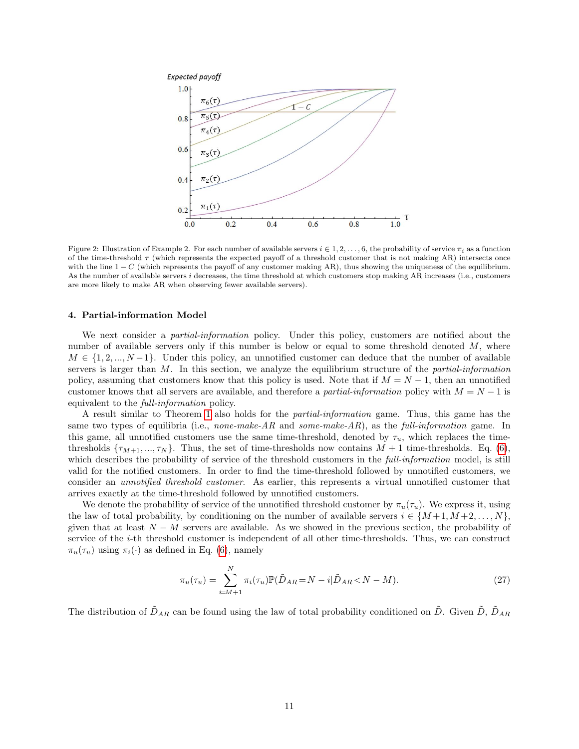Figure 2: Illustration of Example 2. For each number of available servers $i \in 1, 2, \ldots, 6$, the probability of service $\pi_i$ as a function of the time-threshold $\tau$ (which represents the expected payoff of a threshold customer that is not making AR) intersects once with the line $1 - C$ (which represents the payoff of any customer making AR), thus showing the uniqueness of the equilibrium. As the number of available servers $i$ decreases, the time threshold at which customers stop making AR increases (i.e., customers are more likely to make AR when observing fewer available servers).

## 4. Partial-information Model

We next consider a *partial-information* policy. Under this policy, customers are notified about the number of available servers only if this number is below or equal to some threshold denoted $M$, where $M \in \{1, 2, ..., N-1\}$. Under this policy, an unnotified customer can deduce that the number of available servers is larger than $M$. In this section, we analyze the equilibrium structure of the *partial-information* policy, assuming that customers know that this policy is used. Note that if $M = N-1$, then an unnotified customer knows that all servers are available, and therefore a *partial-information* policy with $M = N-1$ is equivalent to the *full-information* policy.

A result similar to Theorem 1 also holds for the *partial-information* game. Thus, this game has the same two types of equilibria (i.e., *none-make-AR* and *some-make-AR*), as the *full-information* game. In this game, all unnotified customers use the same time-threshold, denoted by $\tau_u$, which replaces the time-thresholds $\{\tau_{M+1}, ..., \tau_N\}$. Thus, the set of time-thresholds now contains $M+1$ time-thresholds. Eq. (6), which describes the probability of service of the threshold customers in the *full-information* model, is still valid for the notified customers. In order to find the time-threshold followed by unnotified customers, we consider an *unnotified threshold customer*. As earlier, this represents a virtual unnotified customer that arrives exactly at the time-threshold followed by unnotified customers.

We denote the probability of service of the unnotified threshold customer by $\pi_u(\tau_u)$. We express it, using the law of total probability, by conditioning on the number of available servers $i \in \{M+1, M+2, \ldots, N\}$, given that at least $N - M$ servers are available. As we showed in the previous section, the probability of service of the $i$-th threshold customer is independent of all other time-thresholds. Thus, we can construct $\pi_u(\tau_u)$ using $\pi_i(\cdot)$ as defined in Eq. (6), namely

$$\pi_u(\tau_u) = \sum_{i=M+1}^{N} \pi_i(\tau_u) \mathbb{P}(\tilde{D}_{AR} = N - i | \tilde{D}_{AR} < N - M). \tag{27}$$

The distribution of $\tilde{D}_{AR}$ can be found using the law of total probability conditioned on $\tilde{D}$. Given $\tilde{D}$, $\tilde{D}_{AR}$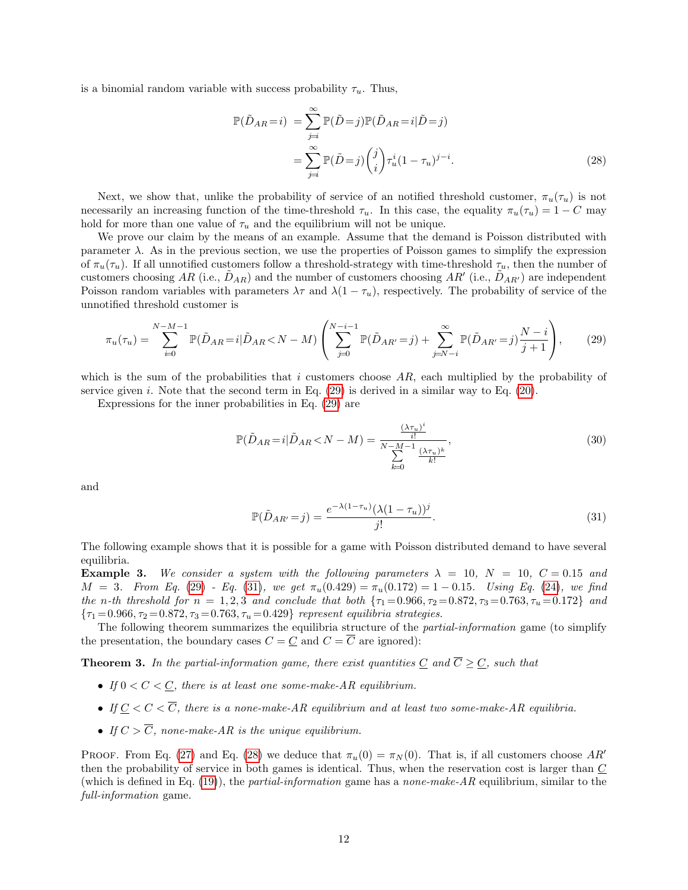is a binomial random variable with success probability $\tau_u$. Thus,

$$\begin{aligned}\mathbb{P}(\tilde{D}_{AR}=i) &= \sum_{j=i}^{\infty} \mathbb{P}(\tilde{D}=j)\mathbb{P}(\tilde{D}_{AR}=i|\tilde{D}=j) \\ &= \sum_{j=i}^{\infty} \mathbb{P}(\tilde{D}=j)\binom{j}{i}\tau_u^i(1-\tau_u)^{j-i}.\end{aligned} \tag{28}$$

Next, we show that, unlike the probability of service of an notified threshold customer, $\pi_u(\tau_u)$ is not necessarily an increasing function of the time-threshold $\tau_u$. In this case, the equality $\pi_u(\tau_u) = 1 - C$ may hold for more than one value of $\tau_u$ and the equilibrium will not be unique.

We prove our claim by the means of an example. Assume that the demand is Poisson distributed with parameter $\lambda$. As in the previous section, we use the properties of Poisson games to simplify the expression of $\pi_u(\tau_u)$. If all unnotified customers follow a threshold-strategy with time-threshold $\tau_u$, then the number of customers choosing $AR$ (i.e., $\tilde{D}_{AR}$) and the number of customers choosing $AR'$ (i.e., $\tilde{D}_{AR'}$) are independent Poisson random variables with parameters $\lambda\tau$ and $\lambda(1-\tau_u)$, respectively. The probability of service of the unnotified threshold customer is

$$\pi_u(\tau_u) = \sum_{i=0}^{N-M-1} \mathbb{P}(\tilde{D}_{AR}=i|\tilde{D}_{AR}<N-M)\left(\sum_{j=0}^{N-i-1}\mathbb{P}(\tilde{D}_{AR'}=j) + \sum_{j=N-i}^{\infty}\mathbb{P}(\tilde{D}_{AR'}=j)\frac{N-i}{j+1}\right), \tag{29}$$

which is the sum of the probabilities that $i$ customers choose $AR$, each multiplied by the probability of service given $i$. Note that the second term in Eq. (29) is derived in a similar way to Eq. (20).

Expressions for the inner probabilities in Eq. (29) are

$$\mathbb{P}(\tilde{D}_{AR}=i|\tilde{D}_{AR}<N-M) = \frac{\frac{(\lambda\tau_u)^i}{i!}}{\sum\limits_{k=0}^{N-M-1}\frac{(\lambda\tau_u)^k}{k!}}, \tag{30}$$

and

$$\mathbb{P}(\tilde{D}_{AR'}=j) = \frac{e^{-\lambda(1-\tau_u)}(\lambda(1-\tau_u))^j}{j!}. \tag{31}$$

The following example shows that it is possible for a game with Poisson distributed demand to have several equilibria.

**Example 3.** *We consider a system with the following parameters $\lambda = 10$, $N = 10$, $C = 0.15$ and $M = 3$. From Eq. (29) - Eq. (31), we get $\pi_u(0.429) = \pi_u(0.172) = 1 - 0.15$. Using Eq. (24), we find the n-th threshold for $n = 1, 2, 3$ and conclude that both $\{\tau_1 = 0.966, \tau_2 = 0.872, \tau_3 = 0.763, \tau_u = 0.172\}$ and $\{\tau_1 = 0.966, \tau_2 = 0.872, \tau_3 = 0.763, \tau_u = 0.429\}$ represent equilibria strategies.*

The following theorem summarizes the equilibria structure of the *partial-information* game (to simplify the presentation, the boundary cases $C = \underline{C}$ and $C = \overline{C}$ are ignored):

**Theorem 3.** *In the partial-information game, there exist quantities $\underline{C}$ and $\overline{C} \geq \underline{C}$, such that*

- *If $0 < C < \underline{C}$, there is at least one some-make-AR equilibrium.*
- *If $\underline{C} < C < \overline{C}$, there is a none-make-AR equilibrium and at least two some-make-AR equilibria.*
- *If $C > \overline{C}$, none-make-AR is the unique equilibrium.*

Proof. From Eq. (27) and Eq. (28) we deduce that $\pi_u(0) = \pi_N(0)$. That is, if all customers choose $AR'$ then the probability of service in both games is identical. Thus, when the reservation cost is larger than $\underline{C}$ (which is defined in Eq. (19)), the *partial-information* game has a *none-make-AR* equilibrium, similar to the *full-information* game.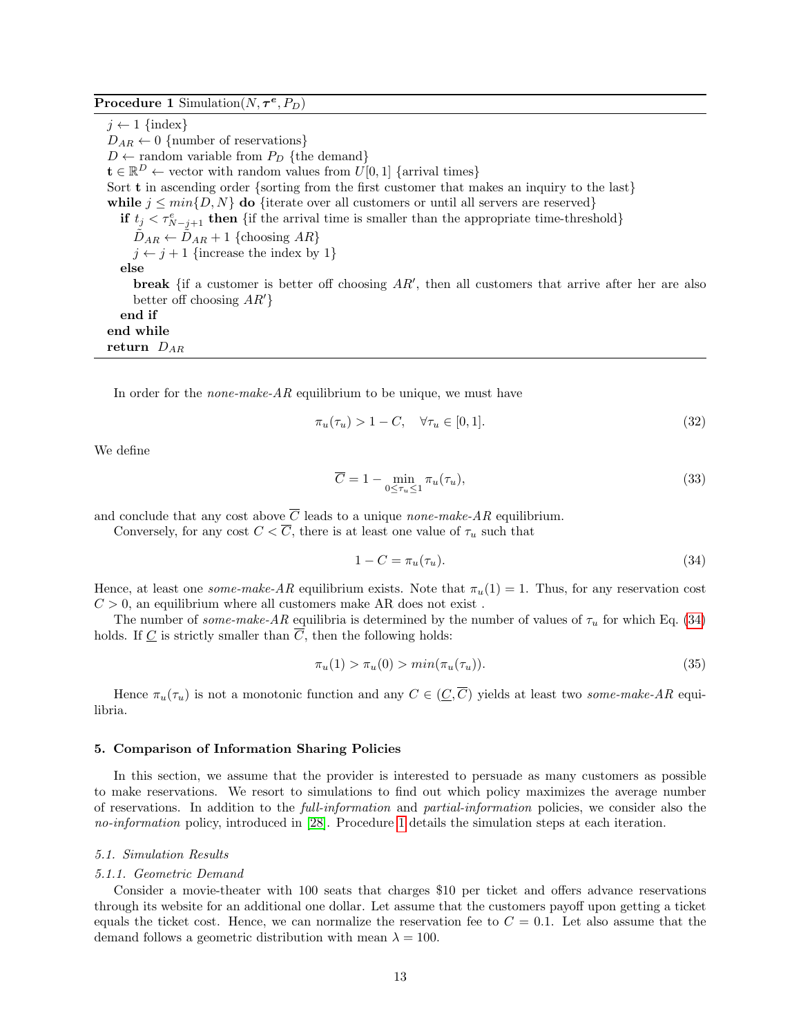**Procedure 1** Simulation($N, \boldsymbol{\tau^e}, P_D$)

```
j ← 1 {index}
D_AR ← 0 {number of reservations}
D ← random variable from P_D {the demand}
t ∈ ℝ^D ← vector with random values from U[0,1] {arrival times}
Sort t in ascending order {sorting from the first customer that makes an inquiry to the last}
while j ≤ min{D, N} do {iterate over all customers or until all servers are reserved}
  if t_j < τ^e_{N−j+1} then {if the arrival time is smaller than the appropriate time-threshold}
    D̃_AR ← D̃_AR + 1 {choosing AR}
    j ← j + 1 {increase the index by 1}
  else
    break {if a customer is better off choosing AR′, then all customers that arrive after her are also
    better off choosing AR′}
  end if
end while
return D_AR
```

In order for the *none-make-AR* equilibrium to be unique, we must have

$$\pi_u(\tau_u) > 1 - C, \quad \forall \tau_u \in [0,1]. \tag{32}$$

We define

$$\overline{C} = 1 - \min_{0 \le \tau_u \le 1} \pi_u(\tau_u), \tag{33}$$

and conclude that any cost above $\overline{C}$ leads to a unique *none-make-AR* equilibrium.

Conversely, for any cost $C < \overline{C}$, there is at least one value of $\tau_u$ such that

$$1 - C = \pi_u(\tau_u). \tag{34}$$

Hence, at least one *some-make-AR* equilibrium exists. Note that $\pi_u(1) = 1$. Thus, for any reservation cost $C > 0$, an equilibrium where all customers make AR does not exist .

The number of *some-make-AR* equilibria is determined by the number of values of $\tau_u$ for which Eq. (34) holds. If $\underline{C}$ is strictly smaller than $\overline{C}$, then the following holds:

$$\pi_u(1) > \pi_u(0) > min(\pi_u(\tau_u)). \tag{35}$$

Hence $\pi_u(\tau_u)$ is not a monotonic function and any $C \in (\underline{C}, \overline{C})$ yields at least two *some-make-AR* equilibria.

## 5. Comparison of Information Sharing Policies

In this section, we assume that the provider is interested to persuade as many customers as possible to make reservations. We resort to simulations to find out which policy maximizes the average number of reservations. In addition to the *full-information* and *partial-information* policies, we consider also the *no-information* policy, introduced in [28]. Procedure 1 details the simulation steps at each iteration.

### 5.1. Simulation Results

#### 5.1.1. Geometric Demand

Consider a movie-theater with 100 seats that charges \$10 per ticket and offers advance reservations through its website for an additional one dollar. Let assume that the customers payoff upon getting a ticket equals the ticket cost. Hence, we can normalize the reservation fee to $C = 0.1$. Let also assume that the demand follows a geometric distribution with mean $\lambda = 100$.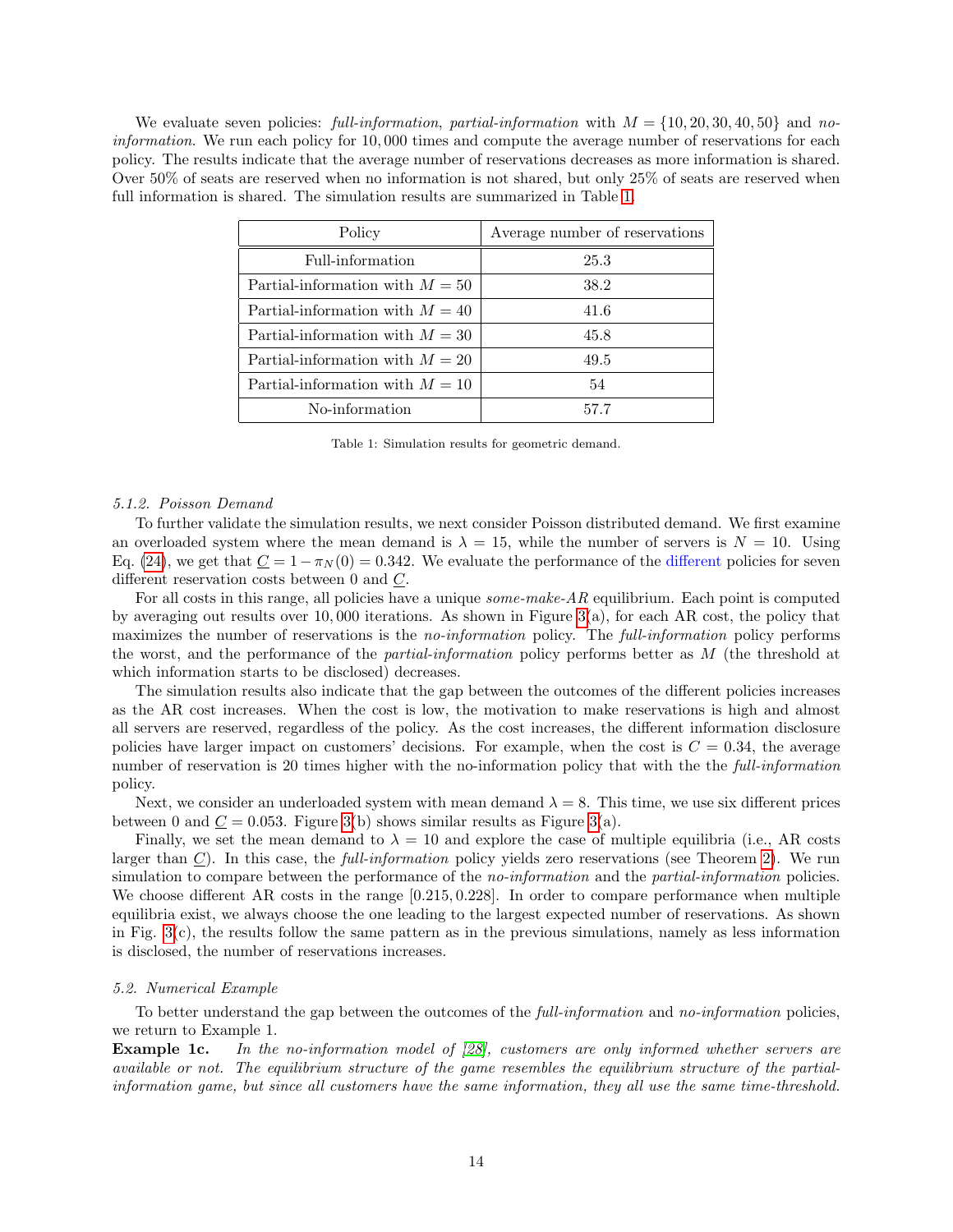We evaluate seven policies: *full-information*, *partial-information* with $M = \{10, 20, 30, 40, 50\}$ and *no-information*. We run each policy for 10,000 times and compute the average number of reservations for each policy. The results indicate that the average number of reservations decreases as more information is shared. Over 50% of seats are reserved when no information is not shared, but only 25% of seats are reserved when full information is shared. The simulation results are summarized in Table 1.

| Policy | Average number of reservations |
|---|---|
| Full-information | 25.3 |
| Partial-information with $M = 50$ | 38.2 |
| Partial-information with $M = 40$ | 41.6 |
| Partial-information with $M = 30$ | 45.8 |
| Partial-information with $M = 20$ | 49.5 |
| Partial-information with $M = 10$ | 54 |
| No-information | 57.7 |

Table 1: Simulation results for geometric demand.

*5.1.2. Poisson Demand*

To further validate the simulation results, we next consider Poisson distributed demand. We first examine an overloaded system where the mean demand is $\lambda = 15$, while the number of servers is $N = 10$. Using Eq. (24), we get that $\underline{C} = 1 - \pi_N(0) = 0.342$. We evaluate the performance of the different policies for seven different reservation costs between 0 and $\underline{C}$.

For all costs in this range, all policies have a unique *some-make-AR* equilibrium. Each point is computed by averaging out results over 10,000 iterations. As shown in Figure 3(a), for each AR cost, the policy that maximizes the number of reservations is the *no-information* policy. The *full-information* policy performs the worst, and the performance of the *partial-information* policy performs better as $M$ (the threshold at which information starts to be disclosed) decreases.

The simulation results also indicate that the gap between the outcomes of the different policies increases as the AR cost increases. When the cost is low, the motivation to make reservations is high and almost all servers are reserved, regardless of the policy. As the cost increases, the different information disclosure policies have larger impact on customers' decisions. For example, when the cost is $C = 0.34$, the average number of reservation is 20 times higher with the no-information policy that with the the *full-information* policy.

Next, we consider an underloaded system with mean demand $\lambda = 8$. This time, we use six different prices between 0 and $\underline{C} = 0.053$. Figure 3(b) shows similar results as Figure 3(a).

Finally, we set the mean demand to $\lambda = 10$ and explore the case of multiple equilibria (i.e., AR costs larger than $\underline{C}$). In this case, the *full-information* policy yields zero reservations (see Theorem 2). We run simulation to compare between the performance of the *no-information* and the *partial-information* policies. We choose different AR costs in the range $[0.215, 0.228]$. In order to compare performance when multiple equilibria exist, we always choose the one leading to the largest expected number of reservations. As shown in Fig. 3(c), the results follow the same pattern as in the previous simulations, namely as less information is disclosed, the number of reservations increases.

*5.2. Numerical Example*

To better understand the gap between the outcomes of the *full-information* and *no-information* policies, we return to Example 1.

**Example 1c.** *In the no-information model of [28], customers are only informed whether servers are available or not. The equilibrium structure of the game resembles the equilibrium structure of the partial-information game, but since all customers have the same information, they all use the same time-threshold.*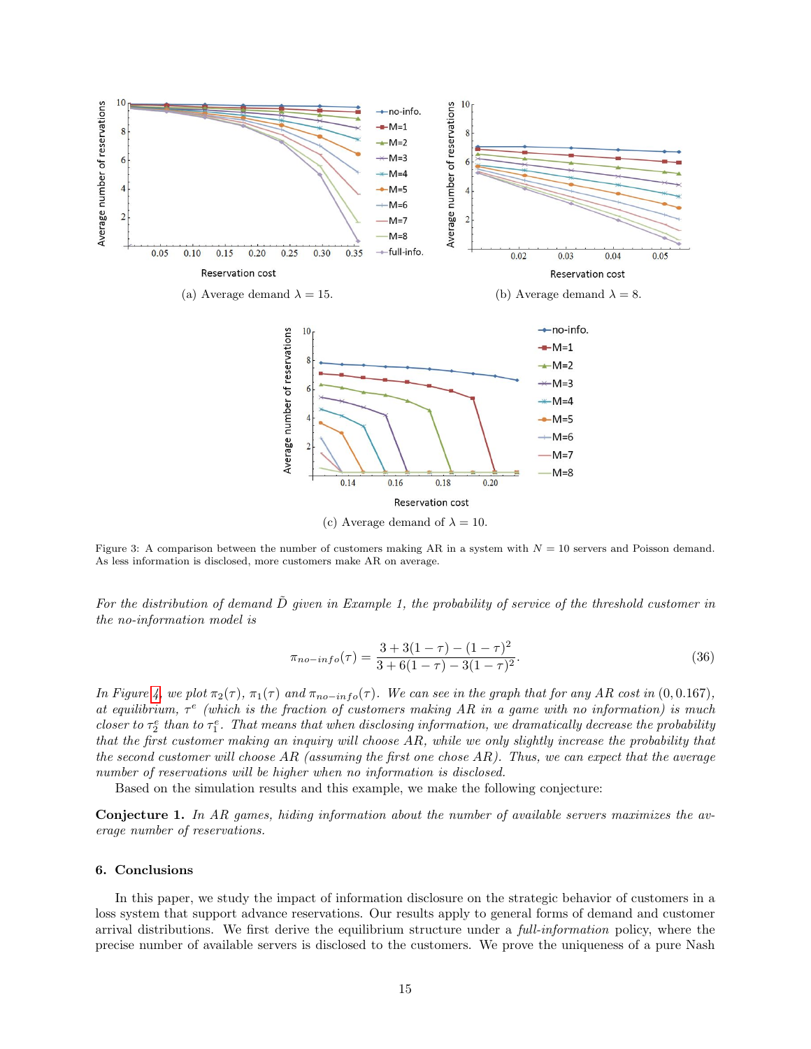(a) Average demand $\lambda = 15$.

(b) Average demand $\lambda = 8$.

(c) Average demand of $\lambda = 10$.

Figure 3: A comparison between the number of customers making AR in a system with $N = 10$ servers and Poisson demand. As less information is disclosed, more customers make AR on average.

*For the distribution of demand $\tilde{D}$ given in Example 1, the probability of service of the threshold customer in the no-information model is*

$$\pi_{no-info}(\tau) = \frac{3 + 3(1-\tau) - (1-\tau)^2}{3 + 6(1-\tau) - 3(1-\tau)^2}. \tag{36}$$

*In Figure 4, we plot $\pi_2(\tau)$, $\pi_1(\tau)$ and $\pi_{no-info}(\tau)$. We can see in the graph that for any AR cost in $(0, 0.167)$, at equilibrium, $\tau^e$ (which is the fraction of customers making AR in a game with no information) is much closer to $\tau_2^e$ than to $\tau_1^e$. That means that when disclosing information, we dramatically decrease the probability that the first customer making an inquiry will choose AR, while we only slightly increase the probability that the second customer will choose AR (assuming the first one chose AR). Thus, we can expect that the average number of reservations will be higher when no information is disclosed.*

Based on the simulation results and this example, we make the following conjecture:

**Conjecture 1.** *In AR games, hiding information about the number of available servers maximizes the average number of reservations.*

## 6. Conclusions

In this paper, we study the impact of information disclosure on the strategic behavior of customers in a loss system that support advance reservations. Our results apply to general forms of demand and customer arrival distributions. We first derive the equilibrium structure under a *full-information* policy, where the precise number of available servers is disclosed to the customers. We prove the uniqueness of a pure Nash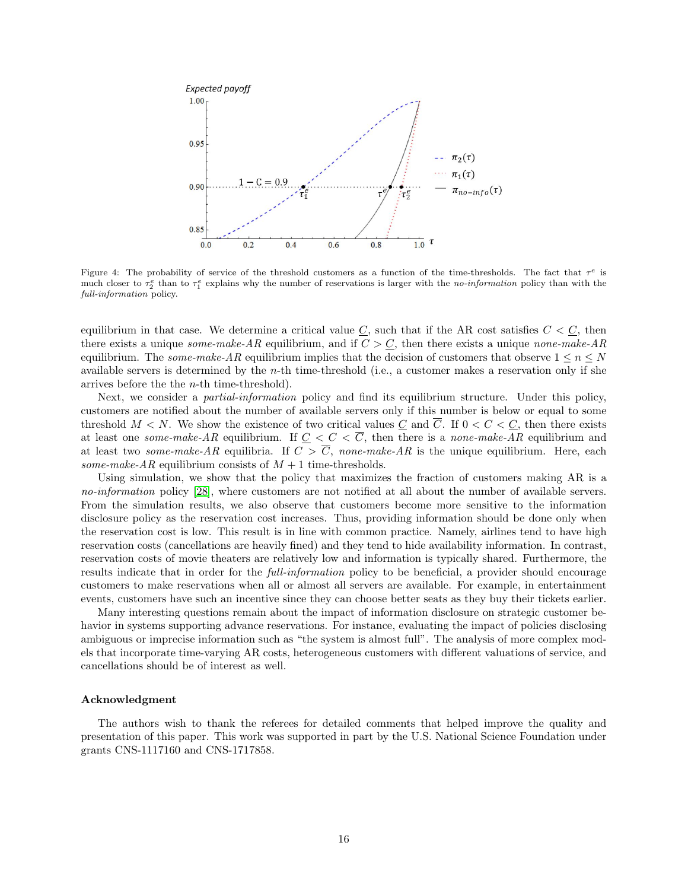Expected payoff

1.00

0.95

0.90

0.85

0.0 0.2 0.4 0.6 0.8 1.0 $\tau$

$1 - C = 0.9$

$\tau_1^e$

$\tau^e$

$\tau_2^e$

$\pi_2(\tau)$

$\pi_1(\tau)$

$\pi_{no-info}(\tau)$

Figure 4: The probability of service of the threshold customers as a function of the time-thresholds. The fact that $\tau^e$ is much closer to $\tau_2^e$ than to $\tau_1^e$ explains why the number of reservations is larger with the *no-information* policy than with the *full-information* policy.

equilibrium in that case. We determine a critical value $\underline{C}$, such that if the AR cost satisfies $C < \underline{C}$, then there exists a unique *some-make-AR* equilibrium, and if $C > \underline{C}$, then there exists a unique *none-make-AR* equilibrium. The *some-make-AR* equilibrium implies that the decision of customers that observe $1 \leq n \leq N$ available servers is determined by the $n$-th time-threshold (i.e., a customer makes a reservation only if she arrives before the the $n$-th time-threshold).

Next, we consider a *partial-information* policy and find its equilibrium structure. Under this policy, customers are notified about the number of available servers only if this number is below or equal to some threshold $M < N$. We show the existence of two critical values $\underline{C}$ and $\overline{C}$. If $0 < C < \underline{C}$, then there exists at least one *some-make-AR* equilibrium. If $\underline{C} < C < \overline{C}$, then there is a *none-make-AR* equilibrium and at least two *some-make-AR* equilibria. If $C > \overline{C}$, *none-make-AR* is the unique equilibrium. Here, each *some-make-AR* equilibrium consists of $M + 1$ time-thresholds.

Using simulation, we show that the policy that maximizes the fraction of customers making AR is a *no-information* policy [28], where customers are not notified at all about the number of available servers. From the simulation results, we also observe that customers become more sensitive to the information disclosure policy as the reservation cost increases. Thus, providing information should be done only when the reservation cost is low. This result is in line with common practice. Namely, airlines tend to have high reservation costs (cancellations are heavily fined) and they tend to hide availability information. In contrast, reservation costs of movie theaters are relatively low and information is typically shared. Furthermore, the results indicate that in order for the *full-information* policy to be beneficial, a provider should encourage customers to make reservations when all or almost all servers are available. For example, in entertainment events, customers have such an incentive since they can choose better seats as they buy their tickets earlier.

Many interesting questions remain about the impact of information disclosure on strategic customer behavior in systems supporting advance reservations. For instance, evaluating the impact of policies disclosing ambiguous or imprecise information such as "the system is almost full". The analysis of more complex models that incorporate time-varying AR costs, heterogeneous customers with different valuations of service, and cancellations should be of interest as well.

## Acknowledgment

The authors wish to thank the referees for detailed comments that helped improve the quality and presentation of this paper. This work was supported in part by the U.S. National Science Foundation under grants CNS-1117160 and CNS-1717858.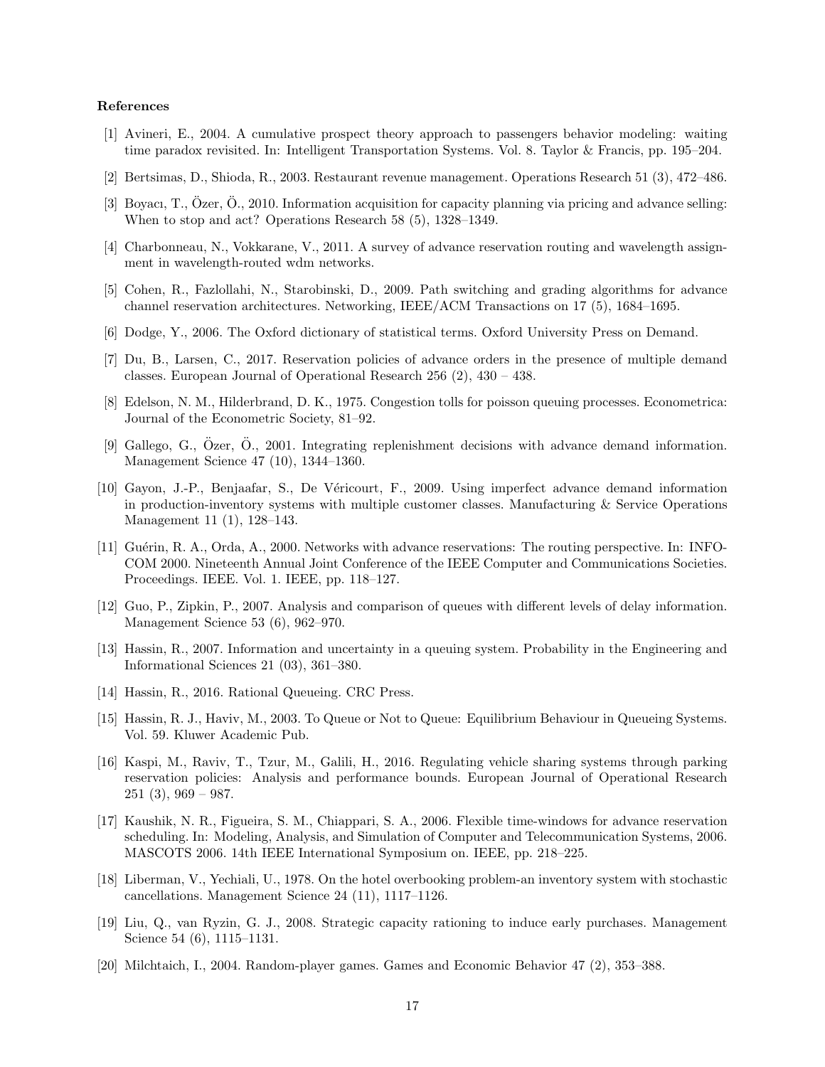**References**

[1] Avineri, E., 2004. A cumulative prospect theory approach to passengers behavior modeling: waiting time paradox revisited. In: Intelligent Transportation Systems. Vol. 8. Taylor & Francis, pp. 195–204.

[2] Bertsimas, D., Shioda, R., 2003. Restaurant revenue management. Operations Research 51 (3), 472–486.

[3] Boyacı, T., Özer, Ö., 2010. Information acquisition for capacity planning via pricing and advance selling: When to stop and act? Operations Research 58 (5), 1328–1349.

[4] Charbonneau, N., Vokkarane, V., 2011. A survey of advance reservation routing and wavelength assignment in wavelength-routed wdm networks.

[5] Cohen, R., Fazlollahi, N., Starobinski, D., 2009. Path switching and grading algorithms for advance channel reservation architectures. Networking, IEEE/ACM Transactions on 17 (5), 1684–1695.

[6] Dodge, Y., 2006. The Oxford dictionary of statistical terms. Oxford University Press on Demand.

[7] Du, B., Larsen, C., 2017. Reservation policies of advance orders in the presence of multiple demand classes. European Journal of Operational Research 256 (2), 430 – 438.

[8] Edelson, N. M., Hilderbrand, D. K., 1975. Congestion tolls for poisson queuing processes. Econometrica: Journal of the Econometric Society, 81–92.

[9] Gallego, G., Özer, Ö., 2001. Integrating replenishment decisions with advance demand information. Management Science 47 (10), 1344–1360.

[10] Gayon, J.-P., Benjaafar, S., De Véricourt, F., 2009. Using imperfect advance demand information in production-inventory systems with multiple customer classes. Manufacturing & Service Operations Management 11 (1), 128–143.

[11] Guérin, R. A., Orda, A., 2000. Networks with advance reservations: The routing perspective. In: INFOCOM 2000. Nineteenth Annual Joint Conference of the IEEE Computer and Communications Societies. Proceedings. IEEE. Vol. 1. IEEE, pp. 118–127.

[12] Guo, P., Zipkin, P., 2007. Analysis and comparison of queues with different levels of delay information. Management Science 53 (6), 962–970.

[13] Hassin, R., 2007. Information and uncertainty in a queuing system. Probability in the Engineering and Informational Sciences 21 (03), 361–380.

[14] Hassin, R., 2016. Rational Queueing. CRC Press.

[15] Hassin, R. J., Haviv, M., 2003. To Queue or Not to Queue: Equilibrium Behaviour in Queueing Systems. Vol. 59. Kluwer Academic Pub.

[16] Kaspi, M., Raviv, T., Tzur, M., Galili, H., 2016. Regulating vehicle sharing systems through parking reservation policies: Analysis and performance bounds. European Journal of Operational Research 251 (3), 969 – 987.

[17] Kaushik, N. R., Figueira, S. M., Chiappari, S. A., 2006. Flexible time-windows for advance reservation scheduling. In: Modeling, Analysis, and Simulation of Computer and Telecommunication Systems, 2006. MASCOTS 2006. 14th IEEE International Symposium on. IEEE, pp. 218–225.

[18] Liberman, V., Yechiali, U., 1978. On the hotel overbooking problem-an inventory system with stochastic cancellations. Management Science 24 (11), 1117–1126.

[19] Liu, Q., van Ryzin, G. J., 2008. Strategic capacity rationing to induce early purchases. Management Science 54 (6), 1115–1131.

[20] Milchtaich, I., 2004. Random-player games. Games and Economic Behavior 47 (2), 353–388.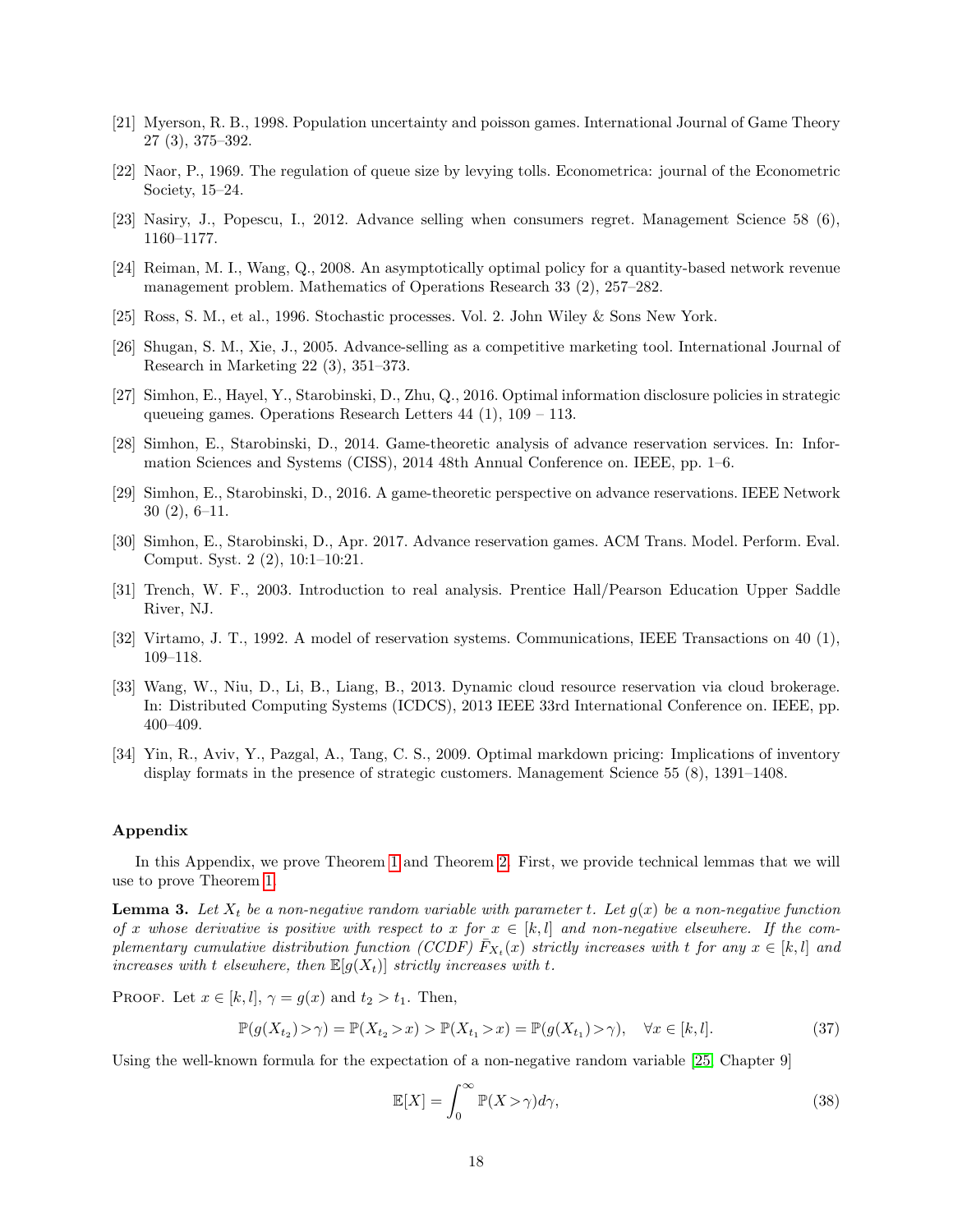[21] Myerson, R. B., 1998. Population uncertainty and poisson games. International Journal of Game Theory 27 (3), 375–392.

[22] Naor, P., 1969. The regulation of queue size by levying tolls. Econometrica: journal of the Econometric Society, 15–24.

[23] Nasiry, J., Popescu, I., 2012. Advance selling when consumers regret. Management Science 58 (6), 1160–1177.

[24] Reiman, M. I., Wang, Q., 2008. An asymptotically optimal policy for a quantity-based network revenue management problem. Mathematics of Operations Research 33 (2), 257–282.

[25] Ross, S. M., et al., 1996. Stochastic processes. Vol. 2. John Wiley & Sons New York.

[26] Shugan, S. M., Xie, J., 2005. Advance-selling as a competitive marketing tool. International Journal of Research in Marketing 22 (3), 351–373.

[27] Simhon, E., Hayel, Y., Starobinski, D., Zhu, Q., 2016. Optimal information disclosure policies in strategic queueing games. Operations Research Letters 44 (1), 109 – 113.

[28] Simhon, E., Starobinski, D., 2014. Game-theoretic analysis of advance reservation services. In: Information Sciences and Systems (CISS), 2014 48th Annual Conference on. IEEE, pp. 1–6.

[29] Simhon, E., Starobinski, D., 2016. A game-theoretic perspective on advance reservations. IEEE Network 30 (2), 6–11.

[30] Simhon, E., Starobinski, D., Apr. 2017. Advance reservation games. ACM Trans. Model. Perform. Eval. Comput. Syst. 2 (2), 10:1–10:21.

[31] Trench, W. F., 2003. Introduction to real analysis. Prentice Hall/Pearson Education Upper Saddle River, NJ.

[32] Virtamo, J. T., 1992. A model of reservation systems. Communications, IEEE Transactions on 40 (1), 109–118.

[33] Wang, W., Niu, D., Li, B., Liang, B., 2013. Dynamic cloud resource reservation via cloud brokerage. In: Distributed Computing Systems (ICDCS), 2013 IEEE 33rd International Conference on. IEEE, pp. 400–409.

[34] Yin, R., Aviv, Y., Pazgal, A., Tang, C. S., 2009. Optimal markdown pricing: Implications of inventory display formats in the presence of strategic customers. Management Science 55 (8), 1391–1408.

## Appendix

In this Appendix, we prove Theorem 1 and Theorem 2. First, we provide technical lemmas that we will use to prove Theorem 1.

**Lemma 3.** *Let $X_t$ be a non-negative random variable with parameter $t$. Let $g(x)$ be a non-negative function of $x$ whose derivative is positive with respect to $x$ for $x \in [k, l]$ and non-negative elsewhere. If the complementary cumulative distribution function (CCDF) $\bar{F}_{X_t}(x)$ strictly increases with $t$ for any $x \in [k, l]$ and increases with $t$ elsewhere, then $\mathbb{E}[g(X_t)]$ strictly increases with $t$.*

Proof. Let $x \in [k, l]$, $\gamma = g(x)$ and $t_2 > t_1$. Then,

$$\mathbb{P}(g(X_{t_2}) > \gamma) = \mathbb{P}(X_{t_2} > x) > \mathbb{P}(X_{t_1} > x) = \mathbb{P}(g(X_{t_1}) > \gamma), \quad \forall x \in [k, l]. \tag{37}$$

Using the well-known formula for the expectation of a non-negative random variable [25, Chapter 9]

$$\mathbb{E}[X] = \int_0^\infty \mathbb{P}(X > \gamma) d\gamma, \tag{38}$$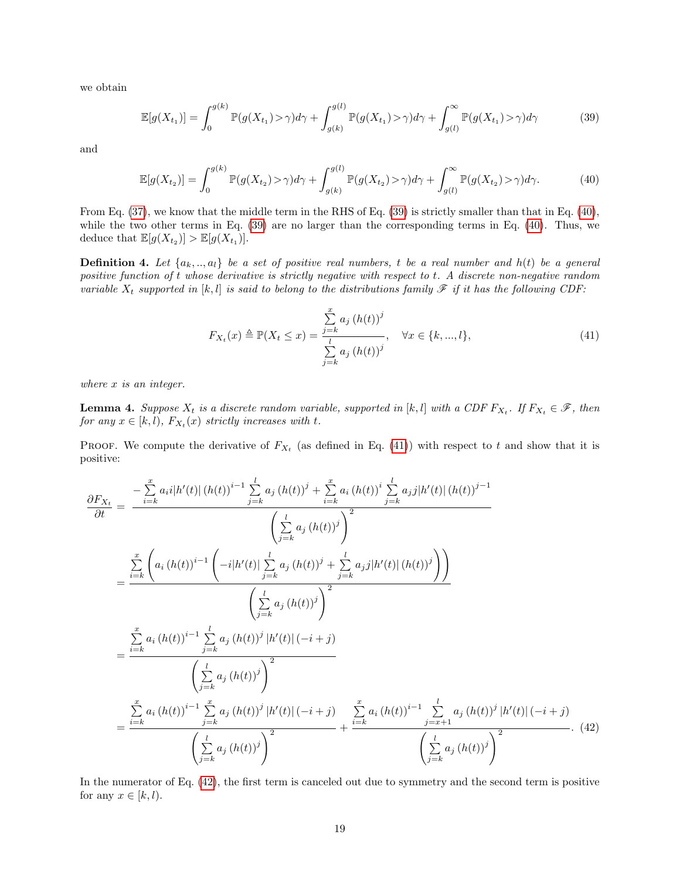we obtain

$$\mathbb{E}[g(X_{t_1})] = \int_0^{g(k)} \mathbb{P}(g(X_{t_1}) > \gamma) d\gamma + \int_{g(k)}^{g(l)} \mathbb{P}(g(X_{t_1}) > \gamma) d\gamma + \int_{g(l)}^{\infty} \mathbb{P}(g(X_{t_1}) > \gamma) d\gamma \tag{39}$$

and

$$\mathbb{E}[g(X_{t_2})] = \int_0^{g(k)} \mathbb{P}(g(X_{t_2}) > \gamma) d\gamma + \int_{g(k)}^{g(l)} \mathbb{P}(g(X_{t_2}) > \gamma) d\gamma + \int_{g(l)}^{\infty} \mathbb{P}(g(X_{t_2}) > \gamma) d\gamma. \tag{40}$$

From Eq. (37), we know that the middle term in the RHS of Eq. (39) is strictly smaller than that in Eq. (40), while the two other terms in Eq. (39) are no larger than the corresponding terms in Eq. (40). Thus, we deduce that $\mathbb{E}[g(X_{t_2})] > \mathbb{E}[g(X_{t_1})]$.

**Definition 4.** *Let $\{a_k, .., a_l\}$ be a set of positive real numbers, $t$ be a real number and $h(t)$ be a general positive function of $t$ whose derivative is strictly negative with respect to $t$. A discrete non-negative random variable $X_t$ supported in $[k, l]$ is said to belong to the distributions family $\mathscr{F}$ if it has the following CDF:*

$$F_{X_t}(x) \triangleq \mathbb{P}(X_t \leq x) = \frac{\sum\limits_{j=k}^{x} a_j \left(h(t)\right)^j}{\sum\limits_{j=k}^{l} a_j \left(h(t)\right)^j}, \quad \forall x \in \{k, ..., l\}, \tag{41}$$

*where $x$ is an integer.*

**Lemma 4.** *Suppose $X_t$ is a discrete random variable, supported in $[k, l]$ with a CDF $F_{X_t}$. If $F_{X_t} \in \mathscr{F}$, then for any $x \in [k, l)$, $F_{X_t}(x)$ strictly increases with $t$.*

Proof. We compute the derivative of $F_{X_t}$ (as defined in Eq. (41)) with respect to $t$ and show that it is positive:

$$\begin{aligned}
\frac{\partial F_{X_t}}{\partial t} &= \frac{-\sum\limits_{i=k}^{x} a_i i |h'(t)| \left(h(t)\right)^{i-1} \sum\limits_{j=k}^{l} a_j \left(h(t)\right)^j + \sum\limits_{i=k}^{x} a_i \left(h(t)\right)^i \sum\limits_{j=k}^{l} a_j j |h'(t)| \left(h(t)\right)^{j-1}}{\left(\sum\limits_{j=k}^{l} a_j \left(h(t)\right)^j\right)^2} \\
&= \frac{\sum\limits_{i=k}^{x} \left( a_i \left(h(t)\right)^{i-1} \left( -i |h'(t)| \sum\limits_{j=k}^{l} a_j \left(h(t)\right)^j + \sum\limits_{j=k}^{l} a_j j |h'(t)| \left(h(t)\right)^j \right)\right)}{\left(\sum\limits_{j=k}^{l} a_j \left(h(t)\right)^j\right)^2} \\
&= \frac{\sum\limits_{i=k}^{x} a_i \left(h(t)\right)^{i-1} \sum\limits_{j=k}^{l} a_j \left(h(t)\right)^j |h'(t)| (-i + j)}{\left(\sum\limits_{j=k}^{l} a_j \left(h(t)\right)^j\right)^2} \\
&= \frac{\sum\limits_{i=k}^{x} a_i \left(h(t)\right)^{i-1} \sum\limits_{j=k}^{x} a_j \left(h(t)\right)^j |h'(t)| (-i + j)}{\left(\sum\limits_{j=k}^{l} a_j \left(h(t)\right)^j\right)^2} + \frac{\sum\limits_{i=k}^{x} a_i \left(h(t)\right)^{i-1} \sum\limits_{j=x+1}^{l} a_j \left(h(t)\right)^j |h'(t)| (-i + j)}{\left(\sum\limits_{j=k}^{l} a_j \left(h(t)\right)^j\right)^2}.
\end{aligned} \tag{42}$$

In the numerator of Eq. (42), the first term is canceled out due to symmetry and the second term is positive for any $x \in [k, l)$.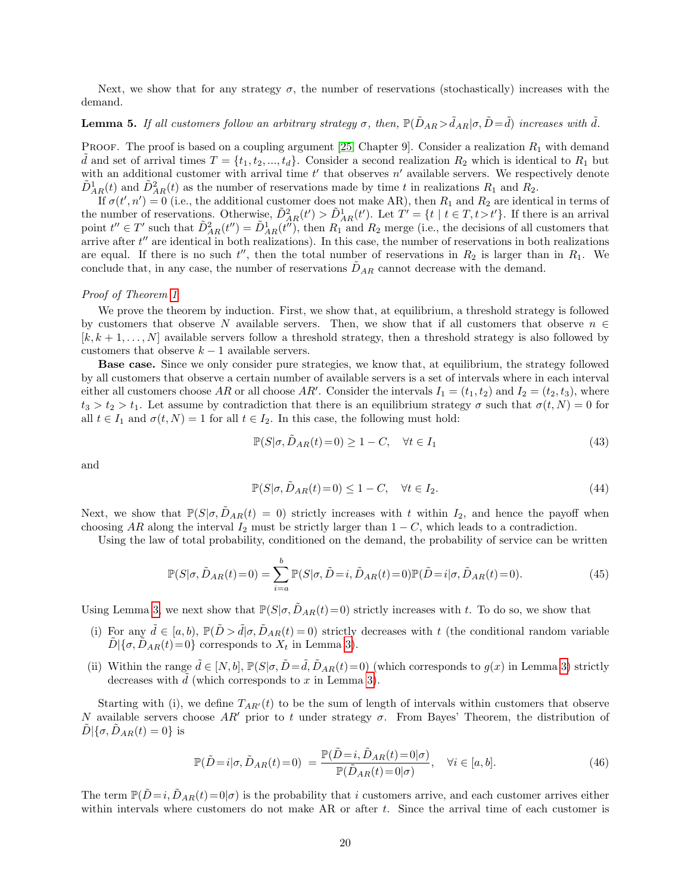Next, we show that for any strategy $\sigma$, the number of reservations (stochastically) increases with the demand.

**Lemma 5.** *If all customers follow an arbitrary strategy $\sigma$, then, $\mathbb{P}(\tilde{D}_{AR} > \tilde{d}_{AR} | \sigma, \tilde{D} = \tilde{d})$ increases with $\tilde{d}$.*

Proof. The proof is based on a coupling argument [25, Chapter 9]. Consider a realization $R_1$ with demand $\tilde{d}$ and set of arrival times $T = \{t_1, t_2, ..., t_d\}$. Consider a second realization $R_2$ which is identical to $R_1$ but with an additional customer with arrival time $t'$ that observes $n'$ available servers. We respectively denote $\tilde{D}^1_{AR}(t)$ and $\tilde{D}^2_{AR}(t)$ as the number of reservations made by time $t$ in realizations $R_1$ and $R_2$.

If $\sigma(t', n') = 0$ (i.e., the additional customer does not make AR), then $R_1$ and $R_2$ are identical in terms of the number of reservations. Otherwise, $\tilde{D}^2_{AR}(t') > \tilde{D}^1_{AR}(t')$. Let $T' = \{t \mid t \in T, t > t'\}$. If there is an arrival point $t'' \in T'$ such that $\tilde{D}^2_{AR}(t'') = \tilde{D}^1_{AR}(t'')$, then $R_1$ and $R_2$ merge (i.e., the decisions of all customers that arrive after $t''$ are identical in both realizations). In this case, the number of reservations in both realizations are equal. If there is no such $t''$, then the total number of reservations in $R_2$ is larger than in $R_1$. We conclude that, in any case, the number of reservations $\tilde{D}_{AR}$ cannot decrease with the demand.

*Proof of Theorem 1*

We prove the theorem by induction. First, we show that, at equilibrium, a threshold strategy is followed by customers that observe $N$ available servers. Then, we show that if all customers that observe $n \in [k, k+1, \ldots, N]$ available servers follow a threshold strategy, then a threshold strategy is also followed by customers that observe $k-1$ available servers.

**Base case.** Since we only consider pure strategies, we know that, at equilibrium, the strategy followed by all customers that observe a certain number of available servers is a set of intervals where in each interval either all customers choose $AR$ or all choose $AR'$. Consider the intervals $I_1 = (t_1, t_2)$ and $I_2 = (t_2, t_3)$, where $t_3 > t_2 > t_1$. Let assume by contradiction that there is an equilibrium strategy $\sigma$ such that $\sigma(t, N) = 0$ for all $t \in I_1$ and $\sigma(t, N) = 1$ for all $t \in I_2$. In this case, the following must hold:

$$\mathbb{P}(S | \sigma, \tilde{D}_{AR}(t) = 0) \geq 1 - C, \quad \forall t \in I_1 \tag{43}$$

and

$$\mathbb{P}(S | \sigma, \tilde{D}_{AR}(t) = 0) \leq 1 - C, \quad \forall t \in I_2. \tag{44}$$

Next, we show that $\mathbb{P}(S | \sigma, \tilde{D}_{AR}(t) = 0)$ strictly increases with $t$ within $I_2$, and hence the payoff when choosing $AR$ along the interval $I_2$ must be strictly larger than $1 - C$, which leads to a contradiction.

Using the law of total probability, conditioned on the demand, the probability of service can be written

$$\mathbb{P}(S | \sigma, \tilde{D}_{AR}(t) = 0) = \sum_{i=a}^{b} \mathbb{P}(S | \sigma, \tilde{D} = i, \tilde{D}_{AR}(t) = 0) \mathbb{P}(\tilde{D} = i | \sigma, \tilde{D}_{AR}(t) = 0). \tag{45}$$

Using Lemma 3, we next show that $\mathbb{P}(S | \sigma, \tilde{D}_{AR}(t) = 0)$ strictly increases with $t$. To do so, we show that

(i) For any $\tilde{d} \in [a, b)$, $\mathbb{P}(\tilde{D} > \tilde{d} | \sigma, \tilde{D}_{AR}(t) = 0)$ strictly decreases with $t$ (the conditional random variable $\tilde{D} | \{\sigma, \tilde{D}_{AR}(t) = 0\}$ corresponds to $X_t$ in Lemma 3).

(ii) Within the range $\tilde{d} \in [N, b]$, $\mathbb{P}(S | \sigma, \tilde{D} = \tilde{d}, \tilde{D}_{AR}(t) = 0)$ (which corresponds to $g(x)$ in Lemma 3) strictly decreases with $\tilde{d}$ (which corresponds to $x$ in Lemma 3).

Starting with (i), we define $T_{AR'}(t)$ to be the sum of length of intervals within customers that observe $N$ available servers choose $AR'$ prior to $t$ under strategy $\sigma$. From Bayes' Theorem, the distribution of $\tilde{D} | \{\sigma, \tilde{D}_{AR}(t) = 0\}$ is

$$\mathbb{P}(\tilde{D} = i | \sigma, \tilde{D}_{AR}(t) = 0) = \frac{\mathbb{P}(\tilde{D} = i, \tilde{D}_{AR}(t) = 0 | \sigma)}{\mathbb{P}(\tilde{D}_{AR}(t) = 0 | \sigma)}, \quad \forall i \in [a, b]. \tag{46}$$

The term $\mathbb{P}(\tilde{D} = i, \tilde{D}_{AR}(t) = 0 | \sigma)$ is the probability that $i$ customers arrive, and each customer arrives either within intervals where customers do not make AR or after $t$. Since the arrival time of each customer is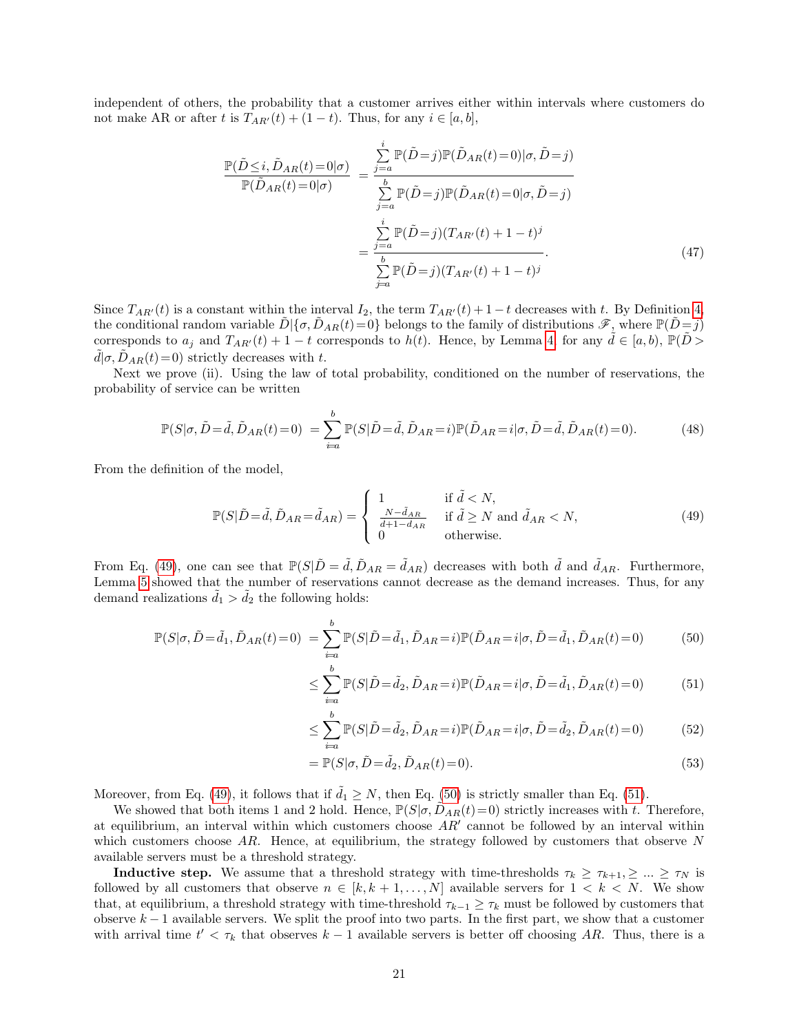independent of others, the probability that a customer arrives either within intervals where customers do not make AR or after $t$ is $T_{AR'}(t) + (1-t)$. Thus, for any $i \in [a,b]$,

$$
\begin{aligned}
\frac{\mathbb{P}(\tilde{D}\leq i, \tilde{D}_{AR}(t)=0|\sigma)}{\mathbb{P}(\tilde{D}_{AR}(t)=0|\sigma)} &= \frac{\sum_{j=a}^{i}\mathbb{P}(\tilde{D}=j)\mathbb{P}(\tilde{D}_{AR}(t)=0)|\sigma,\tilde{D}=j)}{\sum_{j=a}^{b}\mathbb{P}(\tilde{D}=j)\mathbb{P}(\tilde{D}_{AR}(t)=0|\sigma,\tilde{D}=j)} \\
&= \frac{\sum_{j=a}^{i}\mathbb{P}(\tilde{D}=j)(T_{AR'}(t)+1-t)^j}{\sum_{j=a}^{b}\mathbb{P}(\tilde{D}=j)(T_{AR'}(t)+1-t)^j}. \qquad (47)
\end{aligned}
$$

Since $T_{AR'}(t)$ is a constant within the interval $I_2$, the term $T_{AR'}(t)+1-t$ decreases with $t$. By Definition 4, the conditional random variable $\tilde{D}|\{\sigma, \tilde{D}_{AR}(t)=0\}$ belongs to the family of distributions $\mathscr{F}$, where $\mathbb{P}(\tilde{D}=j)$ corresponds to $a_j$ and $T_{AR'}(t)+1-t$ corresponds to $h(t)$. Hence, by Lemma 4, for any $\tilde{d} \in [a,b)$, $\mathbb{P}(\tilde{D} > \tilde{d}|\sigma, \tilde{D}_{AR}(t)=0)$ strictly decreases with $t$.

Next we prove (ii). Using the law of total probability, conditioned on the number of reservations, the probability of service can be written

$$
\mathbb{P}(S|\sigma, \tilde{D}=\tilde{d}, \tilde{D}_{AR}(t)=0) = \sum_{i=a}^{b}\mathbb{P}(S|\tilde{D}=\tilde{d}, \tilde{D}_{AR}=i)\mathbb{P}(\tilde{D}_{AR}=i|\sigma,\tilde{D}=\tilde{d},\tilde{D}_{AR}(t)=0). \qquad (48)
$$

From the definition of the model,

$$
\mathbb{P}(S|\tilde{D}=\tilde{d}, \tilde{D}_{AR}=\tilde{d}_{AR}) = \begin{cases} 1 & \text{if } \tilde{d} < N, \\ \frac{N-\tilde{d}_{AR}}{\tilde{d}+1-\tilde{d}_{AR}} & \text{if } \tilde{d}\geq N \text{ and } \tilde{d}_{AR} < N, \\ 0 & \text{otherwise.} \end{cases} \qquad (49)
$$

From Eq. (49), one can see that $\mathbb{P}(S|\tilde{D}=\tilde{d}, \tilde{D}_{AR}=\tilde{d}_{AR})$ decreases with both $\tilde{d}$ and $\tilde{d}_{AR}$. Furthermore, Lemma 5 showed that the number of reservations cannot decrease as the demand increases. Thus, for any demand realizations $\tilde{d}_1 > \tilde{d}_2$ the following holds:

$$
\begin{aligned}
\mathbb{P}(S|\sigma, \tilde{D}=\tilde{d}_1, \tilde{D}_{AR}(t)=0) &= \sum_{i=a}^{b}\mathbb{P}(S|\tilde{D}=\tilde{d}_1, \tilde{D}_{AR}=i)\mathbb{P}(\tilde{D}_{AR}=i|\sigma,\tilde{D}=\tilde{d}_1,\tilde{D}_{AR}(t)=0) \qquad (50)\\
&\leq \sum_{i=a}^{b}\mathbb{P}(S|\tilde{D}=\tilde{d}_2, \tilde{D}_{AR}=i)\mathbb{P}(\tilde{D}_{AR}=i|\sigma,\tilde{D}=\tilde{d}_1,\tilde{D}_{AR}(t)=0) \qquad (51)\\
&\leq \sum_{i=a}^{b}\mathbb{P}(S|\tilde{D}=\tilde{d}_2, \tilde{D}_{AR}=i)\mathbb{P}(\tilde{D}_{AR}=i|\sigma,\tilde{D}=\tilde{d}_2,\tilde{D}_{AR}(t)=0) \qquad (52)\\
&= \mathbb{P}(S|\sigma, \tilde{D}=\tilde{d}_2, \tilde{D}_{AR}(t)=0). \qquad (53)
\end{aligned}
$$

Moreover, from Eq. (49), it follows that if $\tilde{d}_1 \geq N$, then Eq. (50) is strictly smaller than Eq. (51).

We showed that both items 1 and 2 hold. Hence, $\mathbb{P}(S|\sigma, \tilde{D}_{AR}(t)=0)$ strictly increases with $t$. Therefore, at equilibrium, an interval within which customers choose $AR'$ cannot be followed by an interval within which customers choose $AR$. Hence, at equilibrium, the strategy followed by customers that observe $N$ available servers must be a threshold strategy.

**Inductive step.** We assume that a threshold strategy with time-thresholds $\tau_k \geq \tau_{k+1}, \geq ... \geq \tau_N$ is followed by all customers that observe $n \in [k, k+1, \ldots, N]$ available servers for $1 < k < N$. We show that, at equilibrium, a threshold strategy with time-threshold $\tau_{k-1} \geq \tau_k$ must be followed by customers that observe $k-1$ available servers. We split the proof into two parts. In the first part, we show that a customer with arrival time $t' < \tau_k$ that observes $k-1$ available servers is better off choosing $AR$. Thus, there is a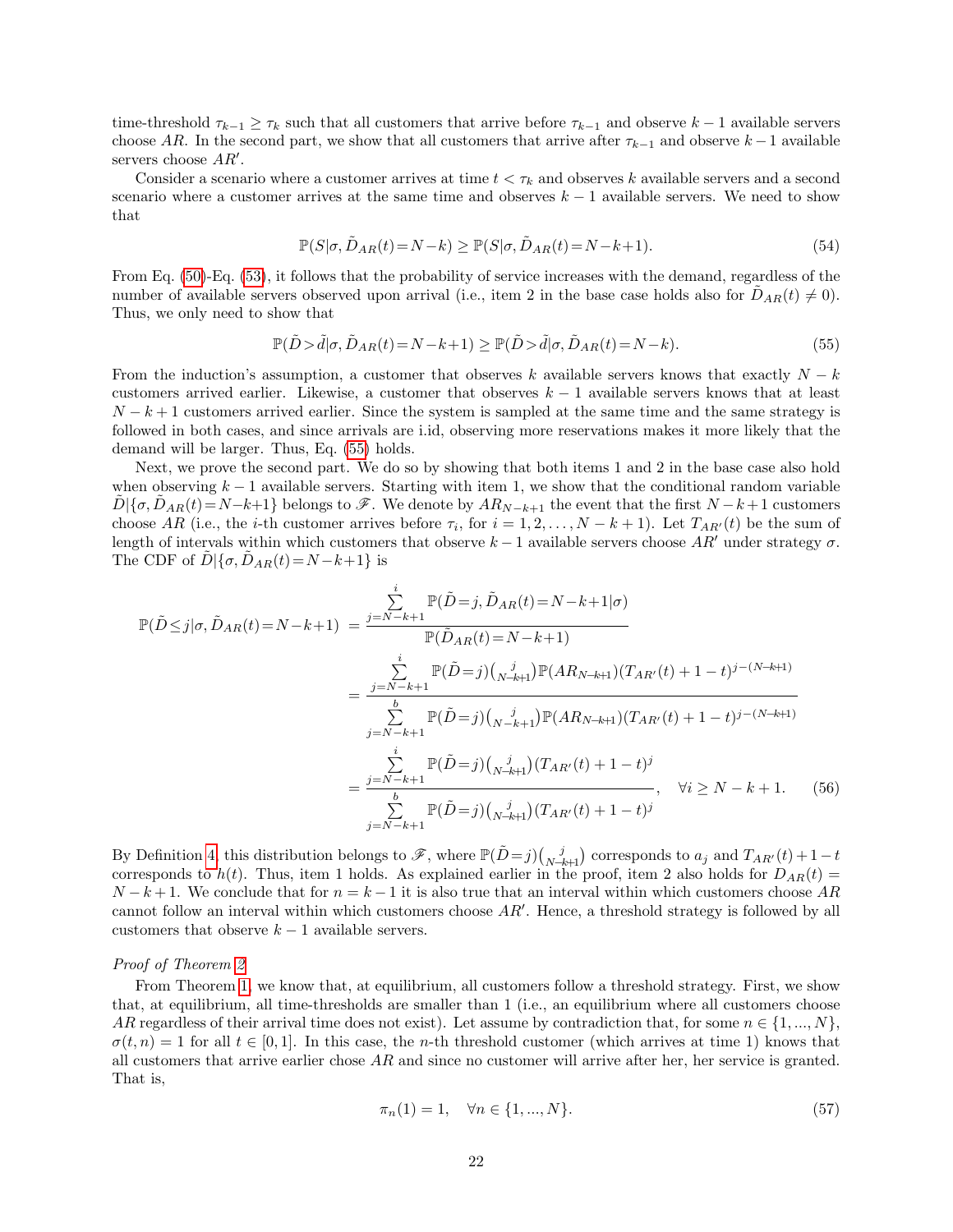time-threshold $\tau_{k-1} \geq \tau_k$ such that all customers that arrive before $\tau_{k-1}$ and observe $k-1$ available servers choose $AR$. In the second part, we show that all customers that arrive after $\tau_{k-1}$ and observe $k-1$ available servers choose $AR'$.

Consider a scenario where a customer arrives at time $t < \tau_k$ and observes $k$ available servers and a second scenario where a customer arrives at the same time and observes $k-1$ available servers. We need to show that

$$\mathbb{P}(S|\sigma, \tilde{D}_{AR}(t) = N-k) \geq \mathbb{P}(S|\sigma, \tilde{D}_{AR}(t) = N-k+1). \tag{54}$$

From Eq. (50)-Eq. (53), it follows that the probability of service increases with the demand, regardless of the number of available servers observed upon arrival (i.e., item 2 in the base case holds also for $\tilde{D}_{AR}(t) \neq 0$). Thus, we only need to show that

$$\mathbb{P}(\tilde{D} > \tilde{d}|\sigma, \tilde{D}_{AR}(t) = N-k+1) \geq \mathbb{P}(\tilde{D} > \tilde{d}|\sigma, \tilde{D}_{AR}(t) = N-k). \tag{55}$$

From the induction's assumption, a customer that observes $k$ available servers knows that exactly $N-k$ customers arrived earlier. Likewise, a customer that observes $k-1$ available servers knows that at least $N-k+1$ customers arrived earlier. Since the system is sampled at the same time and the same strategy is followed in both cases, and since arrivals are i.id, observing more reservations makes it more likely that the demand will be larger. Thus, Eq. (55) holds.

Next, we prove the second part. We do so by showing that both items 1 and 2 in the base case also hold when observing $k-1$ available servers. Starting with item 1, we show that the conditional random variable $\tilde{D}|\{\sigma, \tilde{D}_{AR}(t) = N-k+1\}$ belongs to $\mathscr{F}$. We denote by $AR_{N-k+1}$ the event that the first $N-k+1$ customers choose $AR$ (i.e., the $i$-th customer arrives before $\tau_i$, for $i = 1, 2, \ldots, N-k+1$). Let $T_{AR'}(t)$ be the sum of length of intervals within which customers that observe $k-1$ available servers choose $AR'$ under strategy $\sigma$. The CDF of $\tilde{D}|\{\sigma, \tilde{D}_{AR}(t) = N-k+1\}$ is

$$\begin{aligned}
\mathbb{P}(\tilde{D} \leq j|\sigma, \tilde{D}_{AR}(t) = N-k+1) &= \frac{\sum_{j=N-k+1}^{i} \mathbb{P}(\tilde{D} = j, \tilde{D}_{AR}(t) = N-k+1|\sigma)}{\mathbb{P}(\tilde{D}_{AR}(t) = N-k+1)} \\
&= \frac{\sum_{j=N-k+1}^{i} \mathbb{P}(\tilde{D} = j)\binom{j}{N-k+1}\mathbb{P}(AR_{N-k+1})(T_{AR'}(t) + 1 - t)^{j-(N-k+1)}}{\sum_{j=N-k+1}^{b} \mathbb{P}(\tilde{D} = j)\binom{j}{N-k+1}\mathbb{P}(AR_{N-k+1})(T_{AR'}(t) + 1 - t)^{j-(N-k+1)}} \\
&= \frac{\sum_{j=N-k+1}^{i} \mathbb{P}(\tilde{D} = j)\binom{j}{N-k+1}(T_{AR'}(t) + 1 - t)^{j}}{\sum_{j=N-k+1}^{b} \mathbb{P}(\tilde{D} = j)\binom{j}{N-k+1}(T_{AR'}(t) + 1 - t)^{j}}, \quad \forall i \geq N-k+1.
\end{aligned} \tag{56}$$

By Definition 4, this distribution belongs to $\mathscr{F}$, where $\mathbb{P}(\tilde{D} = j)\binom{j}{N-k+1}$ corresponds to $a_j$ and $T_{AR'}(t) + 1 - t$ corresponds to $h(t)$. Thus, item 1 holds. As explained earlier in the proof, item 2 also holds for $D_{AR}(t) = N-k+1$. We conclude that for $n = k-1$ it is also true that an interval within which customers choose $AR$ cannot follow an interval within which customers choose $AR'$. Hence, a threshold strategy is followed by all customers that observe $k-1$ available servers.

*Proof of Theorem 2*

From Theorem 1, we know that, at equilibrium, all customers follow a threshold strategy. First, we show that, at equilibrium, all time-thresholds are smaller than 1 (i.e., an equilibrium where all customers choose $AR$ regardless of their arrival time does not exist). Let assume by contradiction that, for some $n \in \{1, ..., N\}$, $\sigma(t, n) = 1$ for all $t \in [0, 1]$. In this case, the $n$-th threshold customer (which arrives at time 1) knows that all customers that arrive earlier chose $AR$ and since no customer will arrive after her, her service is granted. That is,

$$\pi_n(1) = 1, \quad \forall n \in \{1, ..., N\}. \tag{57}$$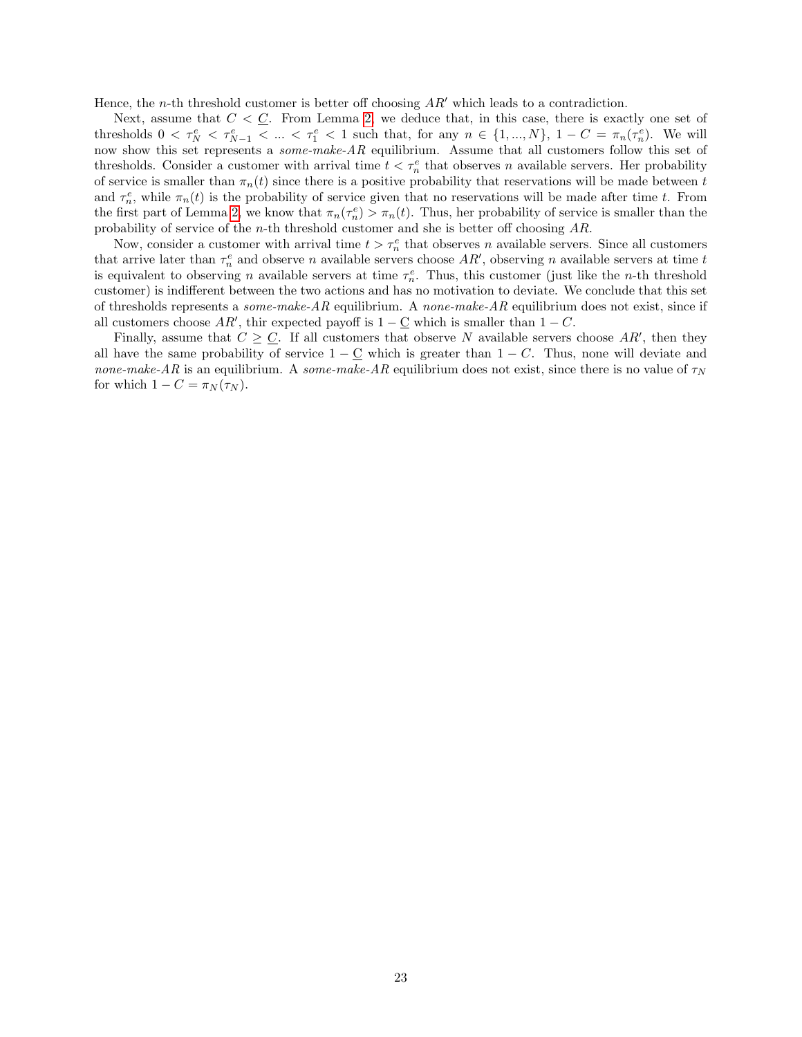Hence, the $n$-th threshold customer is better off choosing $AR'$ which leads to a contradiction.

Next, assume that $C < \underline{C}$. From Lemma 2, we deduce that, in this case, there is exactly one set of thresholds $0 < \tau_N^e < \tau_{N-1}^e < ... < \tau_1^e < 1$ such that, for any $n \in \{1, ..., N\}$, $1 - C = \pi_n(\tau_n^e)$. We will now show this set represents a *some-make-AR* equilibrium. Assume that all customers follow this set of thresholds. Consider a customer with arrival time $t < \tau_n^e$ that observes $n$ available servers. Her probability of service is smaller than $\pi_n(t)$ since there is a positive probability that reservations will be made between $t$ and $\tau_n^e$, while $\pi_n(t)$ is the probability of service given that no reservations will be made after time $t$. From the first part of Lemma 2, we know that $\pi_n(\tau_n^e) > \pi_n(t)$. Thus, her probability of service is smaller than the probability of service of the $n$-th threshold customer and she is better off choosing $AR$.

Now, consider a customer with arrival time $t > \tau_n^e$ that observes $n$ available servers. Since all customers that arrive later than $\tau_n^e$ and observe $n$ available servers choose $AR'$, observing $n$ available servers at time $t$ is equivalent to observing $n$ available servers at time $\tau_n^e$. Thus, this customer (just like the $n$-th threshold customer) is indifferent between the two actions and has no motivation to deviate. We conclude that this set of thresholds represents a *some-make-AR* equilibrium. A *none-make-AR* equilibrium does not exist, since if all customers choose $AR'$, thir expected payoff is $1 - \underline{C}$ which is smaller than $1 - C$.

Finally, assume that $C \geq \underline{C}$. If all customers that observe $N$ available servers choose $AR'$, then they all have the same probability of service $1 - \underline{C}$ which is greater than $1 - C$. Thus, none will deviate and *none-make-AR* is an equilibrium. A *some-make-AR* equilibrium does not exist, since there is no value of $\tau_N$ for which $1 - C = \pi_N(\tau_N)$.